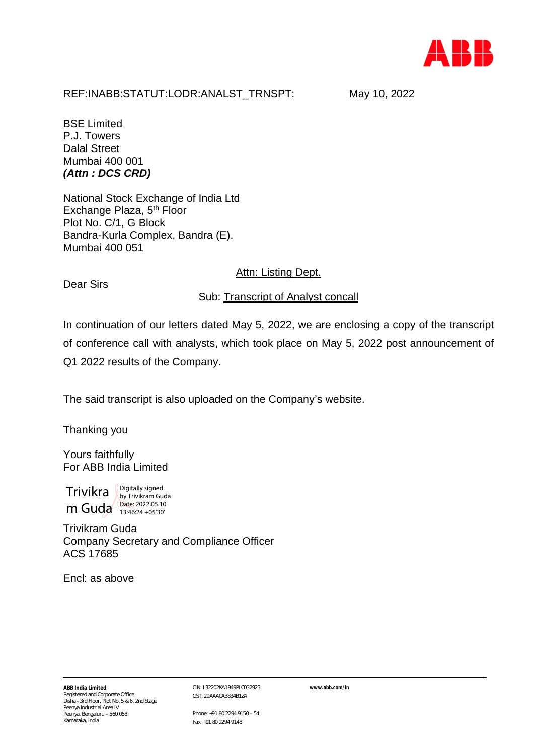REF:INABB:STATUT:LODR:ANALST_TRNSPT: May 10, 2022

BSE Limited
P.J. Towers
Dalal Street
Mumbai 400 001
***(Attn : DCS CRD)***

National Stock Exchange of India Ltd
Exchange Plaza, 5th Floor
Plot No. C/1, G Block
Bandra-Kurla Complex, Bandra (E).
Mumbai 400 051

Attn: Listing Dept.

Dear Sirs

Sub: Transcript of Analyst concall

In continuation of our letters dated May 5, 2022, we are enclosing a copy of the transcript of conference call with analysts, which took place on May 5, 2022 post announcement of Q1 2022 results of the Company.

The said transcript is also uploaded on the Company's website.

Thanking you

Yours faithfully
For ABB India Limited

Trivikram Guda — Digitally signed by Trivikram Guda Date: 2022.05.10 13:46:24 +05'30'

Trivikram Guda
Company Secretary and Compliance Officer
ACS 17685

Encl: as above

**ABB India Limited**
Registered and Corporate Office
Disha - 3rd Floor, Plot No. 5 & 6, 2nd Stage
Peenya Industrial Area IV
Peenya, Bengaluru – 560 058
Karnataka, India

CIN: L32202KA1949PLC032923
GST: 29AAACA3834B1Z4

Phone: +91 80 2294 9150 – 54
Fax: +91 80 2294 9148

www.abb.com/in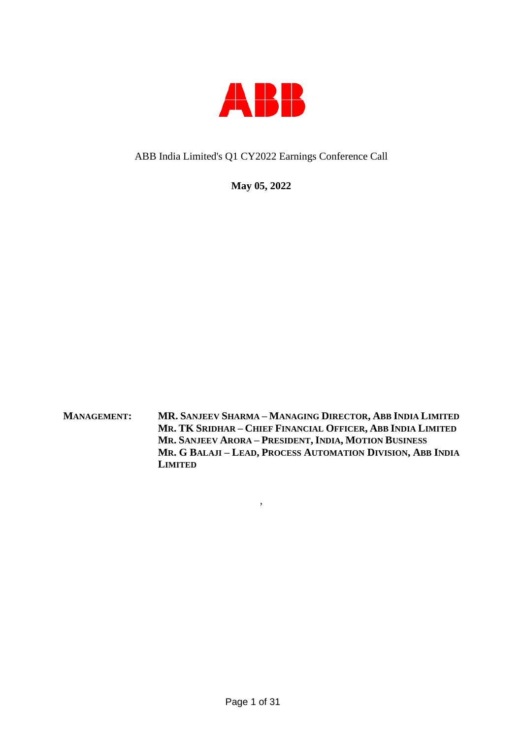**ABB**

ABB India Limited's Q1 CY2022 Earnings Conference Call

**May 05, 2022**

**MANAGEMENT:** **MR. SANJEEV SHARMA – MANAGING DIRECTOR, ABB INDIA LIMITED**
**MR. TK SRIDHAR – CHIEF FINANCIAL OFFICER, ABB INDIA LIMITED**
**MR. SANJEEV ARORA – PRESIDENT, INDIA, MOTION BUSINESS**
**MR. G BALAJI – LEAD, PROCESS AUTOMATION DIVISION, ABB INDIA LIMITED**

,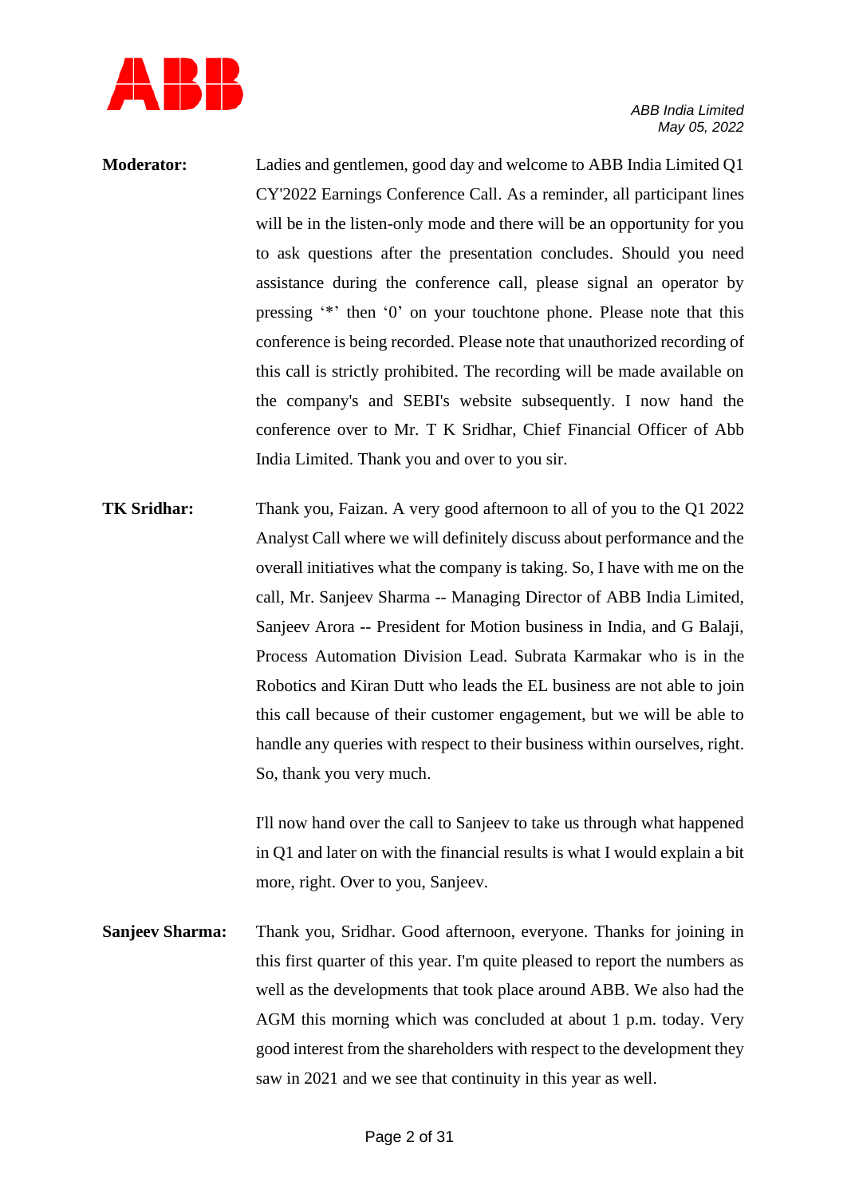**Moderator:** Ladies and gentlemen, good day and welcome to ABB India Limited Q1 CY'2022 Earnings Conference Call. As a reminder, all participant lines will be in the listen-only mode and there will be an opportunity for you to ask questions after the presentation concludes. Should you need assistance during the conference call, please signal an operator by pressing '*' then '0' on your touchtone phone. Please note that this conference is being recorded. Please note that unauthorized recording of this call is strictly prohibited. The recording will be made available on the company's and SEBI's website subsequently. I now hand the conference over to Mr. T K Sridhar, Chief Financial Officer of Abb India Limited. Thank you and over to you sir.

**TK Sridhar:** Thank you, Faizan. A very good afternoon to all of you to the Q1 2022 Analyst Call where we will definitely discuss about performance and the overall initiatives what the company is taking. So, I have with me on the call, Mr. Sanjeev Sharma -- Managing Director of ABB India Limited, Sanjeev Arora -- President for Motion business in India, and G Balaji, Process Automation Division Lead. Subrata Karmakar who is in the Robotics and Kiran Dutt who leads the EL business are not able to join this call because of their customer engagement, but we will be able to handle any queries with respect to their business within ourselves, right. So, thank you very much.

I'll now hand over the call to Sanjeev to take us through what happened in Q1 and later on with the financial results is what I would explain a bit more, right. Over to you, Sanjeev.

**Sanjeev Sharma:** Thank you, Sridhar. Good afternoon, everyone. Thanks for joining in this first quarter of this year. I'm quite pleased to report the numbers as well as the developments that took place around ABB. We also had the AGM this morning which was concluded at about 1 p.m. today. Very good interest from the shareholders with respect to the development they saw in 2021 and we see that continuity in this year as well.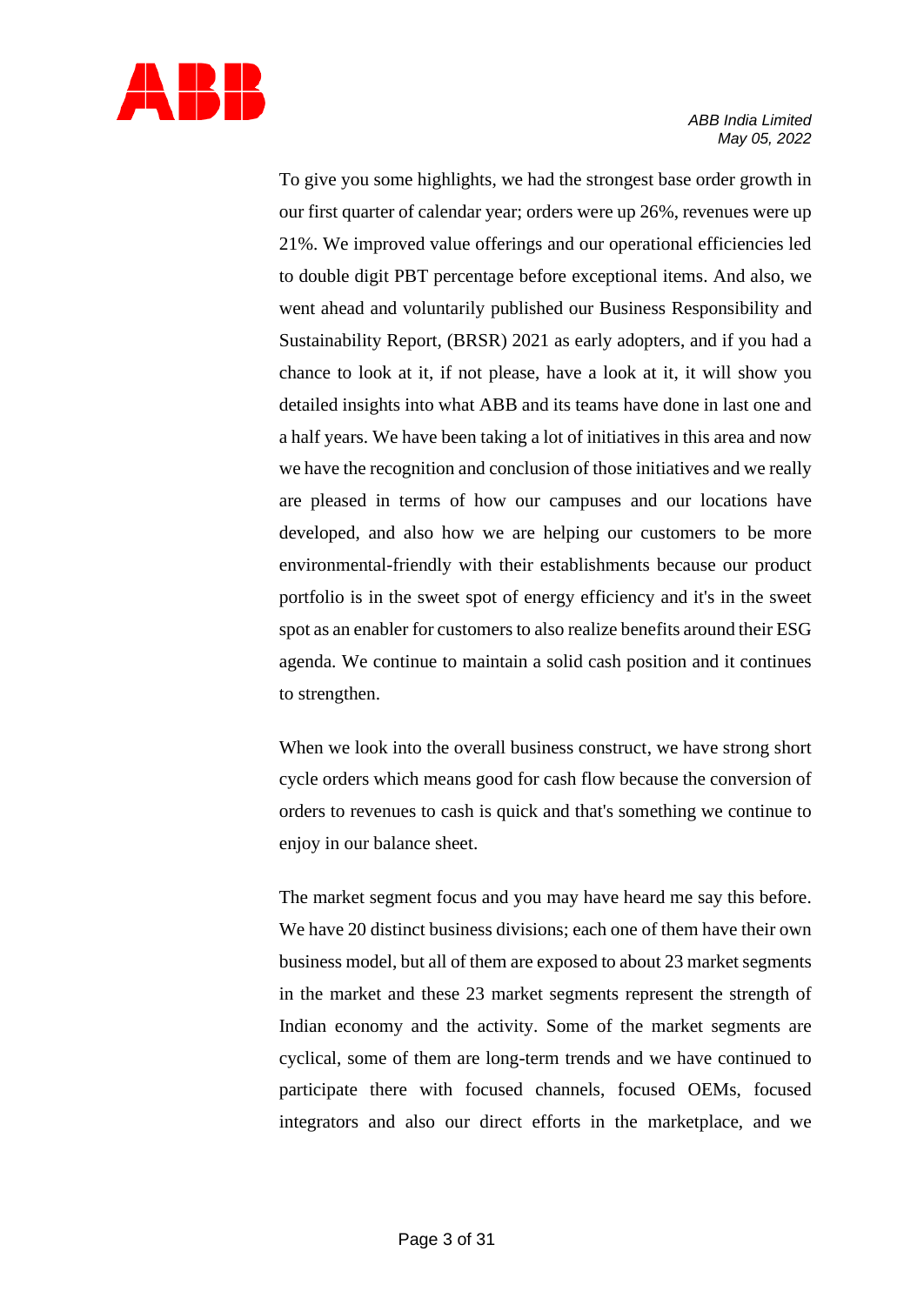To give you some highlights, we had the strongest base order growth in our first quarter of calendar year; orders were up 26%, revenues were up 21%. We improved value offerings and our operational efficiencies led to double digit PBT percentage before exceptional items. And also, we went ahead and voluntarily published our Business Responsibility and Sustainability Report, (BRSR) 2021 as early adopters, and if you had a chance to look at it, if not please, have a look at it, it will show you detailed insights into what ABB and its teams have done in last one and a half years. We have been taking a lot of initiatives in this area and now we have the recognition and conclusion of those initiatives and we really are pleased in terms of how our campuses and our locations have developed, and also how we are helping our customers to be more environmental-friendly with their establishments because our product portfolio is in the sweet spot of energy efficiency and it's in the sweet spot as an enabler for customers to also realize benefits around their ESG agenda. We continue to maintain a solid cash position and it continues to strengthen.

When we look into the overall business construct, we have strong short cycle orders which means good for cash flow because the conversion of orders to revenues to cash is quick and that's something we continue to enjoy in our balance sheet.

The market segment focus and you may have heard me say this before. We have 20 distinct business divisions; each one of them have their own business model, but all of them are exposed to about 23 market segments in the market and these 23 market segments represent the strength of Indian economy and the activity. Some of the market segments are cyclical, some of them are long-term trends and we have continued to participate there with focused channels, focused OEMs, focused integrators and also our direct efforts in the marketplace, and we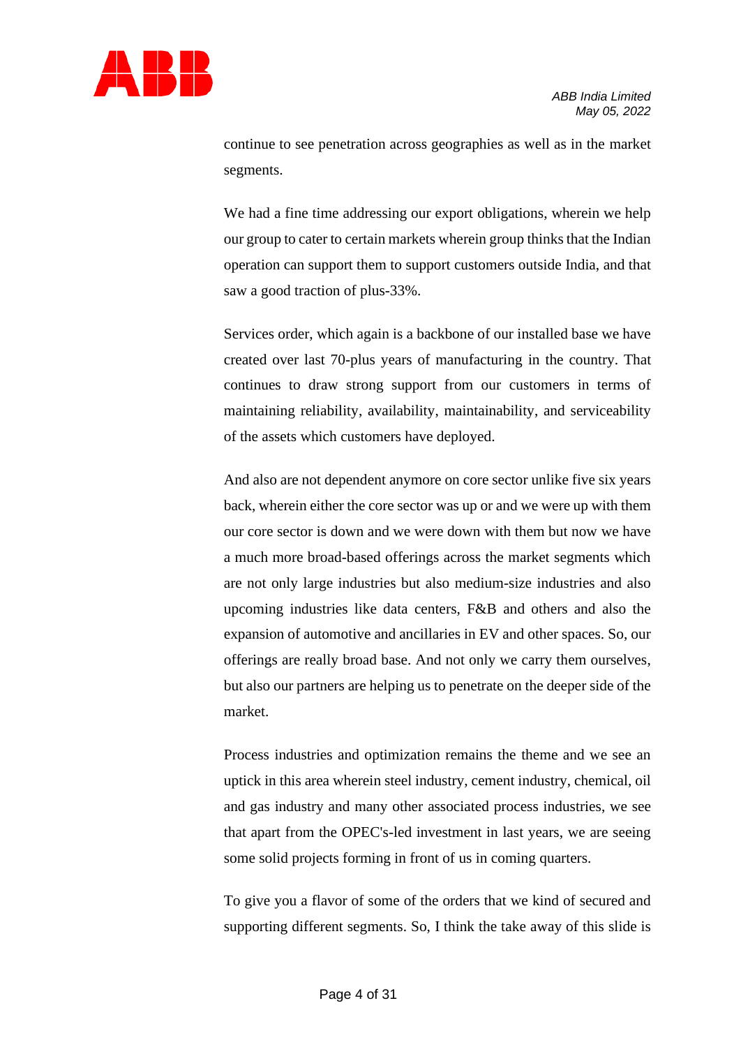continue to see penetration across geographies as well as in the market segments.

We had a fine time addressing our export obligations, wherein we help our group to cater to certain markets wherein group thinks that the Indian operation can support them to support customers outside India, and that saw a good traction of plus-33%.

Services order, which again is a backbone of our installed base we have created over last 70-plus years of manufacturing in the country. That continues to draw strong support from our customers in terms of maintaining reliability, availability, maintainability, and serviceability of the assets which customers have deployed.

And also are not dependent anymore on core sector unlike five six years back, wherein either the core sector was up or and we were up with them our core sector is down and we were down with them but now we have a much more broad-based offerings across the market segments which are not only large industries but also medium-size industries and also upcoming industries like data centers, F&B and others and also the expansion of automotive and ancillaries in EV and other spaces. So, our offerings are really broad base. And not only we carry them ourselves, but also our partners are helping us to penetrate on the deeper side of the market.

Process industries and optimization remains the theme and we see an uptick in this area wherein steel industry, cement industry, chemical, oil and gas industry and many other associated process industries, we see that apart from the OPEC's-led investment in last years, we are seeing some solid projects forming in front of us in coming quarters.

To give you a flavor of some of the orders that we kind of secured and supporting different segments. So, I think the take away of this slide is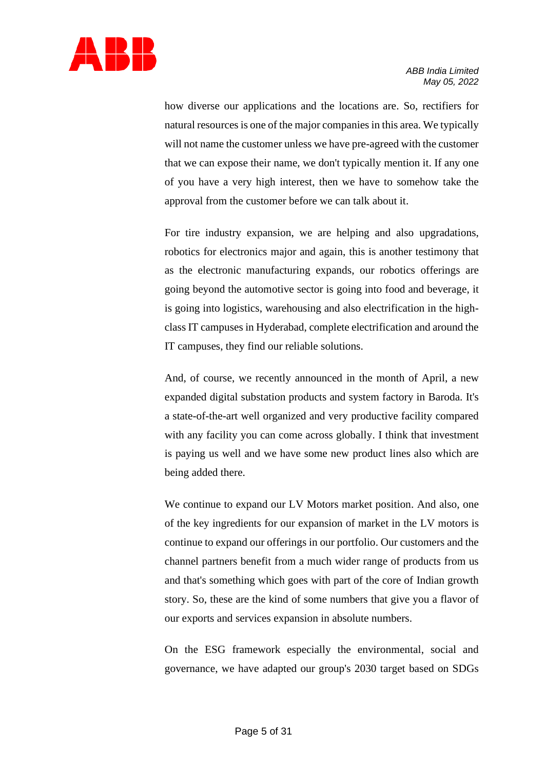how diverse our applications and the locations are. So, rectifiers for natural resources is one of the major companies in this area. We typically will not name the customer unless we have pre-agreed with the customer that we can expose their name, we don't typically mention it. If any one of you have a very high interest, then we have to somehow take the approval from the customer before we can talk about it.

For tire industry expansion, we are helping and also upgradations, robotics for electronics major and again, this is another testimony that as the electronic manufacturing expands, our robotics offerings are going beyond the automotive sector is going into food and beverage, it is going into logistics, warehousing and also electrification in the high-class IT campuses in Hyderabad, complete electrification and around the IT campuses, they find our reliable solutions.

And, of course, we recently announced in the month of April, a new expanded digital substation products and system factory in Baroda. It's a state-of-the-art well organized and very productive facility compared with any facility you can come across globally. I think that investment is paying us well and we have some new product lines also which are being added there.

We continue to expand our LV Motors market position. And also, one of the key ingredients for our expansion of market in the LV motors is continue to expand our offerings in our portfolio. Our customers and the channel partners benefit from a much wider range of products from us and that's something which goes with part of the core of Indian growth story. So, these are the kind of some numbers that give you a flavor of our exports and services expansion in absolute numbers.

On the ESG framework especially the environmental, social and governance, we have adapted our group's 2030 target based on SDGs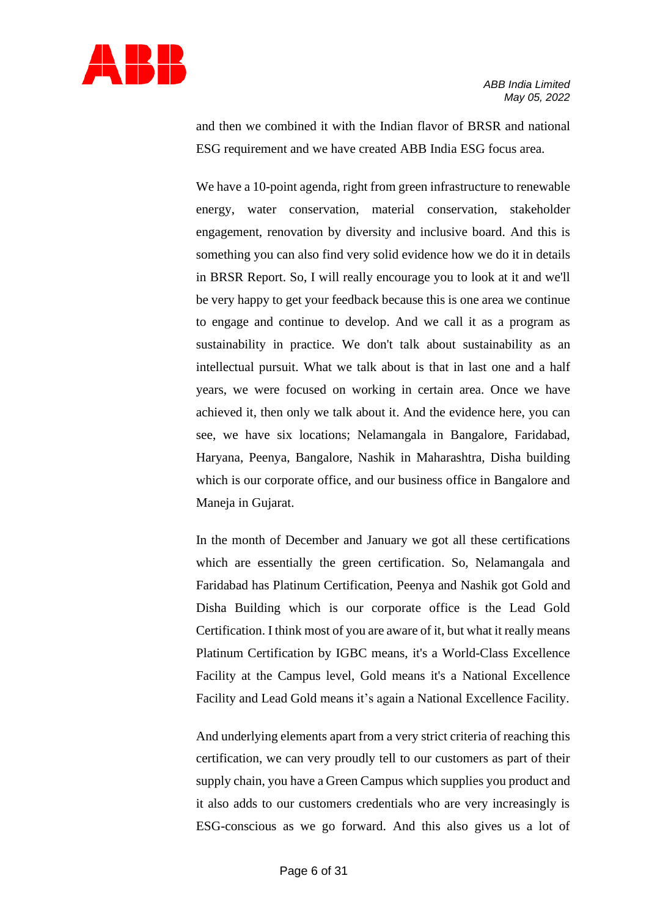and then we combined it with the Indian flavor of BRSR and national ESG requirement and we have created ABB India ESG focus area.

We have a 10-point agenda, right from green infrastructure to renewable energy, water conservation, material conservation, stakeholder engagement, renovation by diversity and inclusive board. And this is something you can also find very solid evidence how we do it in details in BRSR Report. So, I will really encourage you to look at it and we'll be very happy to get your feedback because this is one area we continue to engage and continue to develop. And we call it as a program as sustainability in practice. We don't talk about sustainability as an intellectual pursuit. What we talk about is that in last one and a half years, we were focused on working in certain area. Once we have achieved it, then only we talk about it. And the evidence here, you can see, we have six locations; Nelamangala in Bangalore, Faridabad, Haryana, Peenya, Bangalore, Nashik in Maharashtra, Disha building which is our corporate office, and our business office in Bangalore and Maneja in Gujarat.

In the month of December and January we got all these certifications which are essentially the green certification. So, Nelamangala and Faridabad has Platinum Certification, Peenya and Nashik got Gold and Disha Building which is our corporate office is the Lead Gold Certification. I think most of you are aware of it, but what it really means Platinum Certification by IGBC means, it's a World-Class Excellence Facility at the Campus level, Gold means it's a National Excellence Facility and Lead Gold means it's again a National Excellence Facility.

And underlying elements apart from a very strict criteria of reaching this certification, we can very proudly tell to our customers as part of their supply chain, you have a Green Campus which supplies you product and it also adds to our customers credentials who are very increasingly is ESG-conscious as we go forward. And this also gives us a lot of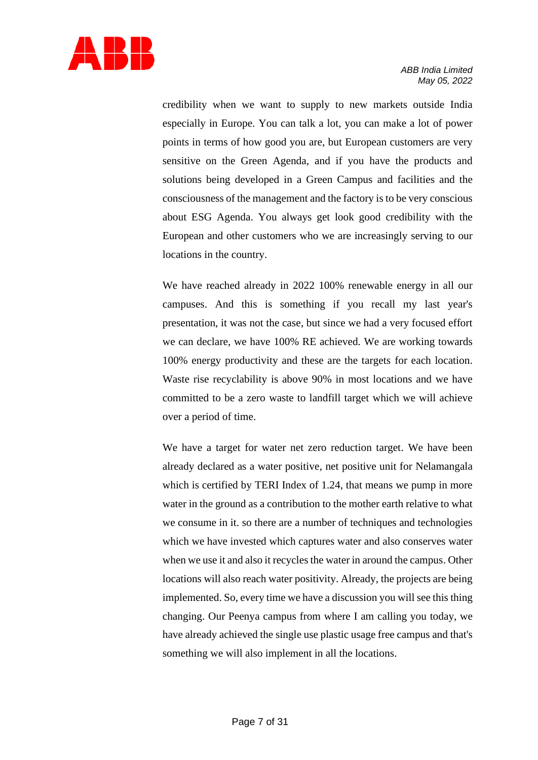credibility when we want to supply to new markets outside India especially in Europe. You can talk a lot, you can make a lot of power points in terms of how good you are, but European customers are very sensitive on the Green Agenda, and if you have the products and solutions being developed in a Green Campus and facilities and the consciousness of the management and the factory is to be very conscious about ESG Agenda. You always get look good credibility with the European and other customers who we are increasingly serving to our locations in the country.

We have reached already in 2022 100% renewable energy in all our campuses. And this is something if you recall my last year's presentation, it was not the case, but since we had a very focused effort we can declare, we have 100% RE achieved. We are working towards 100% energy productivity and these are the targets for each location. Waste rise recyclability is above 90% in most locations and we have committed to be a zero waste to landfill target which we will achieve over a period of time.

We have a target for water net zero reduction target. We have been already declared as a water positive, net positive unit for Nelamangala which is certified by TERI Index of 1.24, that means we pump in more water in the ground as a contribution to the mother earth relative to what we consume in it. so there are a number of techniques and technologies which we have invested which captures water and also conserves water when we use it and also it recycles the water in around the campus. Other locations will also reach water positivity. Already, the projects are being implemented. So, every time we have a discussion you will see this thing changing. Our Peenya campus from where I am calling you today, we have already achieved the single use plastic usage free campus and that's something we will also implement in all the locations.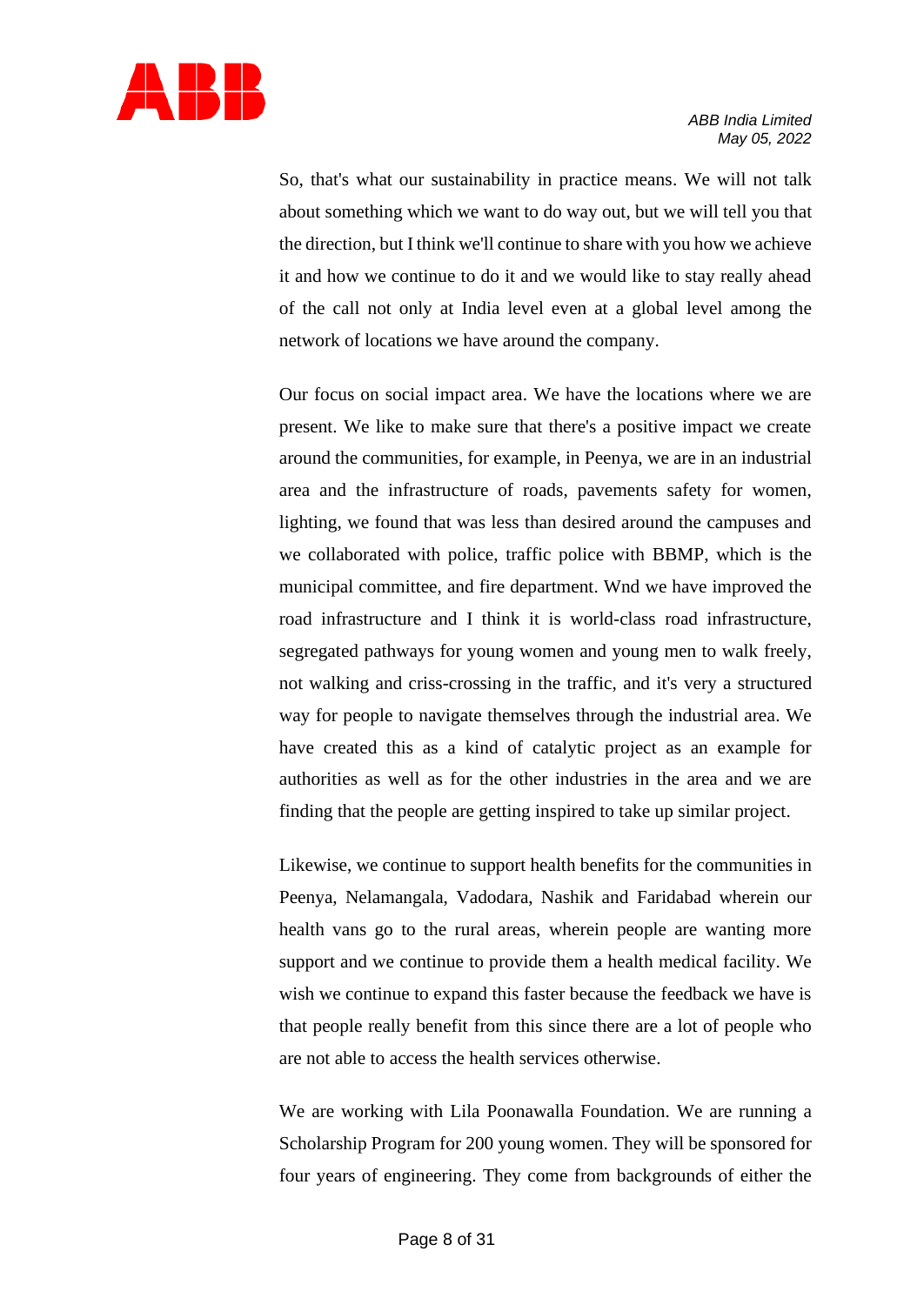So, that's what our sustainability in practice means. We will not talk about something which we want to do way out, but we will tell you that the direction, but I think we'll continue to share with you how we achieve it and how we continue to do it and we would like to stay really ahead of the call not only at India level even at a global level among the network of locations we have around the company.

Our focus on social impact area. We have the locations where we are present. We like to make sure that there's a positive impact we create around the communities, for example, in Peenya, we are in an industrial area and the infrastructure of roads, pavements safety for women, lighting, we found that was less than desired around the campuses and we collaborated with police, traffic police with BBMP, which is the municipal committee, and fire department. Wnd we have improved the road infrastructure and I think it is world-class road infrastructure, segregated pathways for young women and young men to walk freely, not walking and criss-crossing in the traffic, and it's very a structured way for people to navigate themselves through the industrial area. We have created this as a kind of catalytic project as an example for authorities as well as for the other industries in the area and we are finding that the people are getting inspired to take up similar project.

Likewise, we continue to support health benefits for the communities in Peenya, Nelamangala, Vadodara, Nashik and Faridabad wherein our health vans go to the rural areas, wherein people are wanting more support and we continue to provide them a health medical facility. We wish we continue to expand this faster because the feedback we have is that people really benefit from this since there are a lot of people who are not able to access the health services otherwise.

We are working with Lila Poonawalla Foundation. We are running a Scholarship Program for 200 young women. They will be sponsored for four years of engineering. They come from backgrounds of either the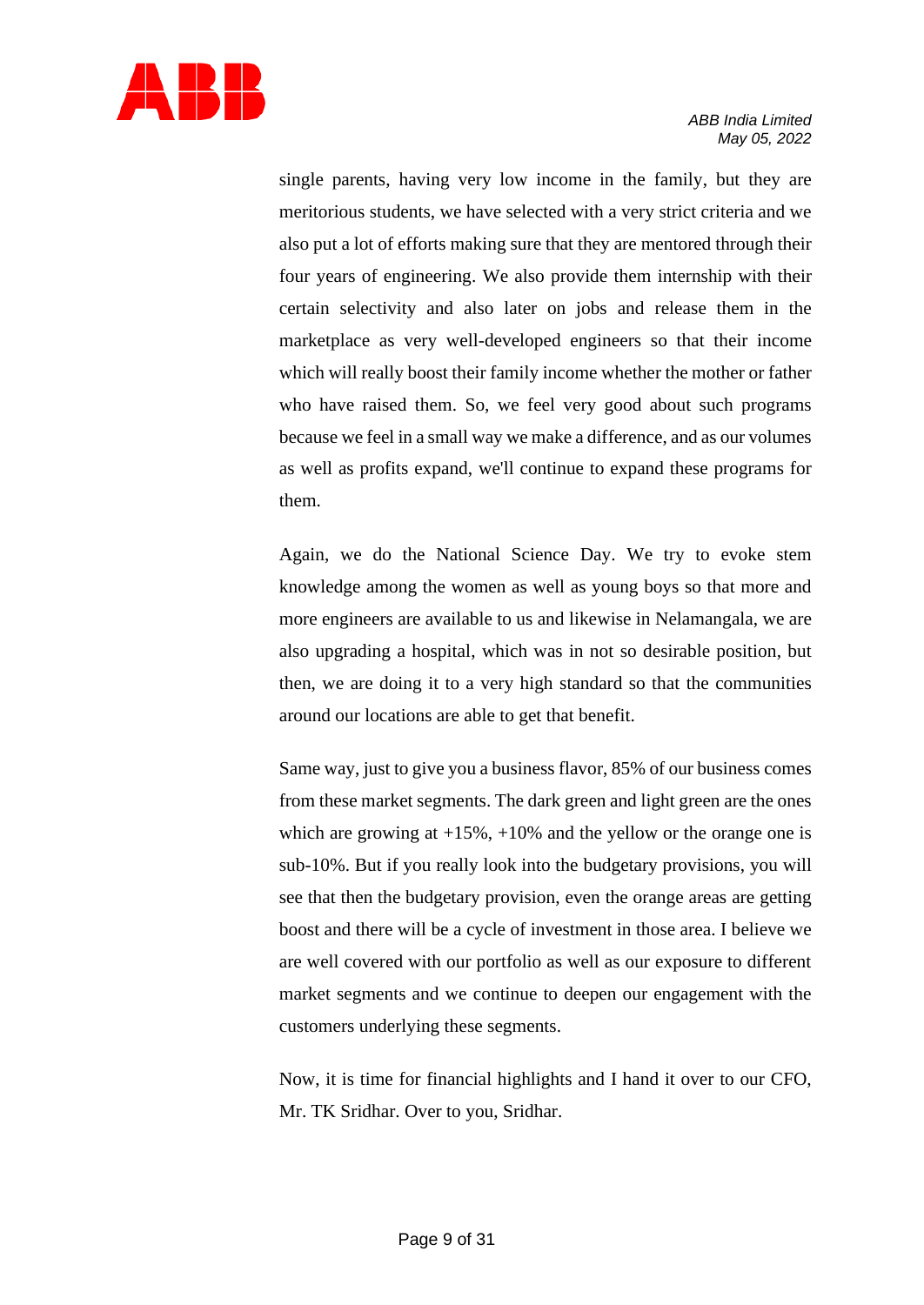single parents, having very low income in the family, but they are meritorious students, we have selected with a very strict criteria and we also put a lot of efforts making sure that they are mentored through their four years of engineering. We also provide them internship with their certain selectivity and also later on jobs and release them in the marketplace as very well-developed engineers so that their income which will really boost their family income whether the mother or father who have raised them. So, we feel very good about such programs because we feel in a small way we make a difference, and as our volumes as well as profits expand, we'll continue to expand these programs for them.

Again, we do the National Science Day. We try to evoke stem knowledge among the women as well as young boys so that more and more engineers are available to us and likewise in Nelamangala, we are also upgrading a hospital, which was in not so desirable position, but then, we are doing it to a very high standard so that the communities around our locations are able to get that benefit.

Same way, just to give you a business flavor, 85% of our business comes from these market segments. The dark green and light green are the ones which are growing at +15%, +10% and the yellow or the orange one is sub-10%. But if you really look into the budgetary provisions, you will see that then the budgetary provision, even the orange areas are getting boost and there will be a cycle of investment in those area. I believe we are well covered with our portfolio as well as our exposure to different market segments and we continue to deepen our engagement with the customers underlying these segments.

Now, it is time for financial highlights and I hand it over to our CFO, Mr. TK Sridhar. Over to you, Sridhar.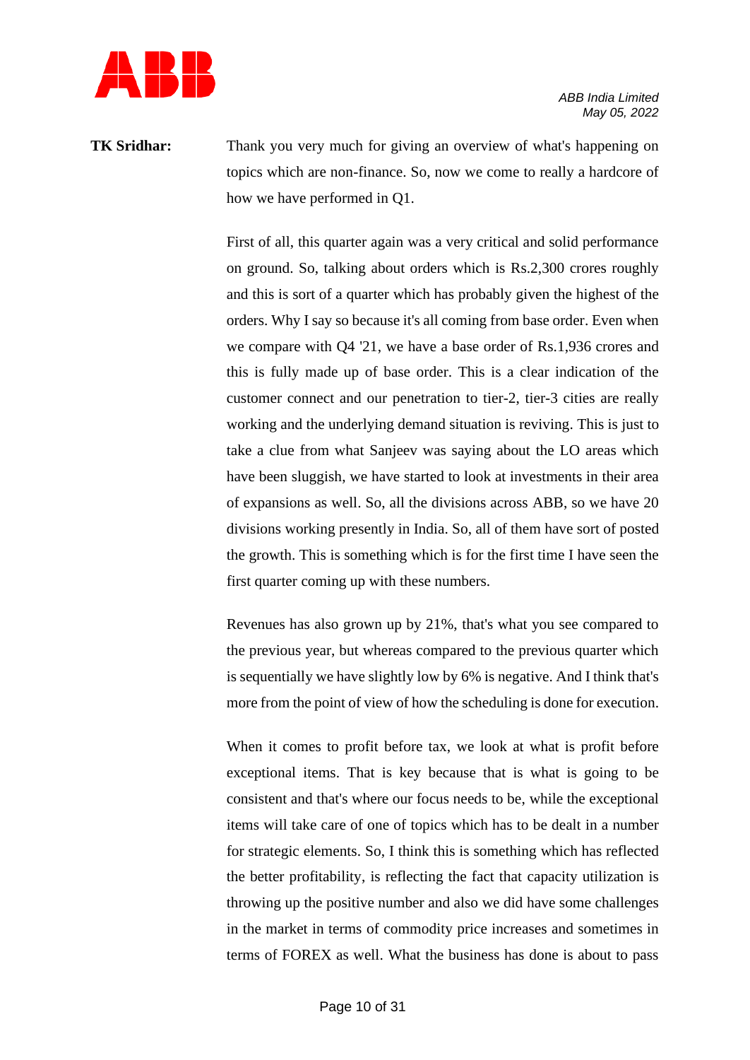**TK Sridhar:** Thank you very much for giving an overview of what's happening on topics which are non-finance. So, now we come to really a hardcore of how we have performed in Q1.

First of all, this quarter again was a very critical and solid performance on ground. So, talking about orders which is Rs.2,300 crores roughly and this is sort of a quarter which has probably given the highest of the orders. Why I say so because it's all coming from base order. Even when we compare with Q4 '21, we have a base order of Rs.1,936 crores and this is fully made up of base order. This is a clear indication of the customer connect and our penetration to tier-2, tier-3 cities are really working and the underlying demand situation is reviving. This is just to take a clue from what Sanjeev was saying about the LO areas which have been sluggish, we have started to look at investments in their area of expansions as well. So, all the divisions across ABB, so we have 20 divisions working presently in India. So, all of them have sort of posted the growth. This is something which is for the first time I have seen the first quarter coming up with these numbers.

Revenues has also grown up by 21%, that's what you see compared to the previous year, but whereas compared to the previous quarter which is sequentially we have slightly low by 6% is negative. And I think that's more from the point of view of how the scheduling is done for execution.

When it comes to profit before tax, we look at what is profit before exceptional items. That is key because that is what is going to be consistent and that's where our focus needs to be, while the exceptional items will take care of one of topics which has to be dealt in a number for strategic elements. So, I think this is something which has reflected the better profitability, is reflecting the fact that capacity utilization is throwing up the positive number and also we did have some challenges in the market in terms of commodity price increases and sometimes in terms of FOREX as well. What the business has done is about to pass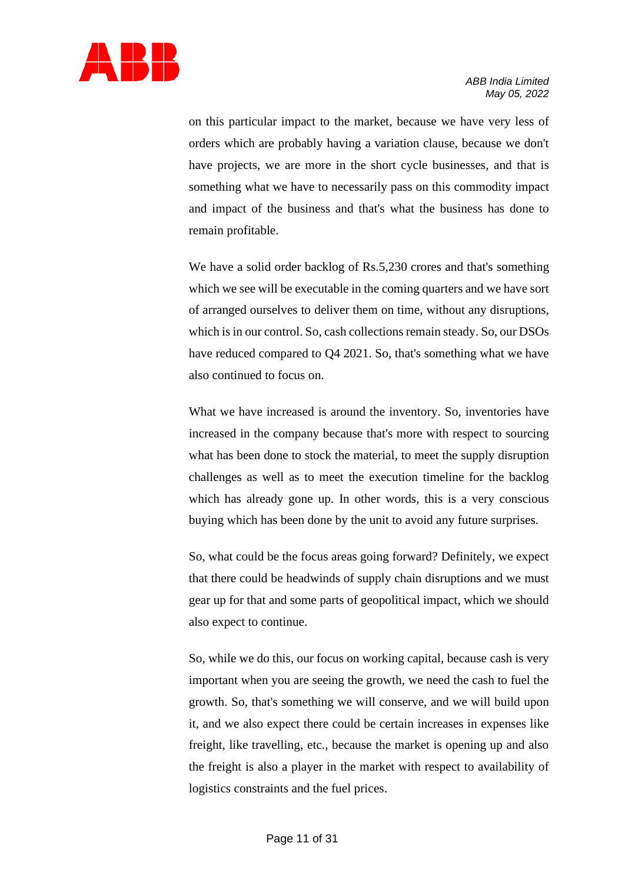on this particular impact to the market, because we have very less of orders which are probably having a variation clause, because we don't have projects, we are more in the short cycle businesses, and that is something what we have to necessarily pass on this commodity impact and impact of the business and that's what the business has done to remain profitable.

We have a solid order backlog of Rs.5,230 crores and that's something which we see will be executable in the coming quarters and we have sort of arranged ourselves to deliver them on time, without any disruptions, which is in our control. So, cash collections remain steady. So, our DSOs have reduced compared to Q4 2021. So, that's something what we have also continued to focus on.

What we have increased is around the inventory. So, inventories have increased in the company because that's more with respect to sourcing what has been done to stock the material, to meet the supply disruption challenges as well as to meet the execution timeline for the backlog which has already gone up. In other words, this is a very conscious buying which has been done by the unit to avoid any future surprises.

So, what could be the focus areas going forward? Definitely, we expect that there could be headwinds of supply chain disruptions and we must gear up for that and some parts of geopolitical impact, which we should also expect to continue.

So, while we do this, our focus on working capital, because cash is very important when you are seeing the growth, we need the cash to fuel the growth. So, that's something we will conserve, and we will build upon it, and we also expect there could be certain increases in expenses like freight, like travelling, etc., because the market is opening up and also the freight is also a player in the market with respect to availability of logistics constraints and the fuel prices.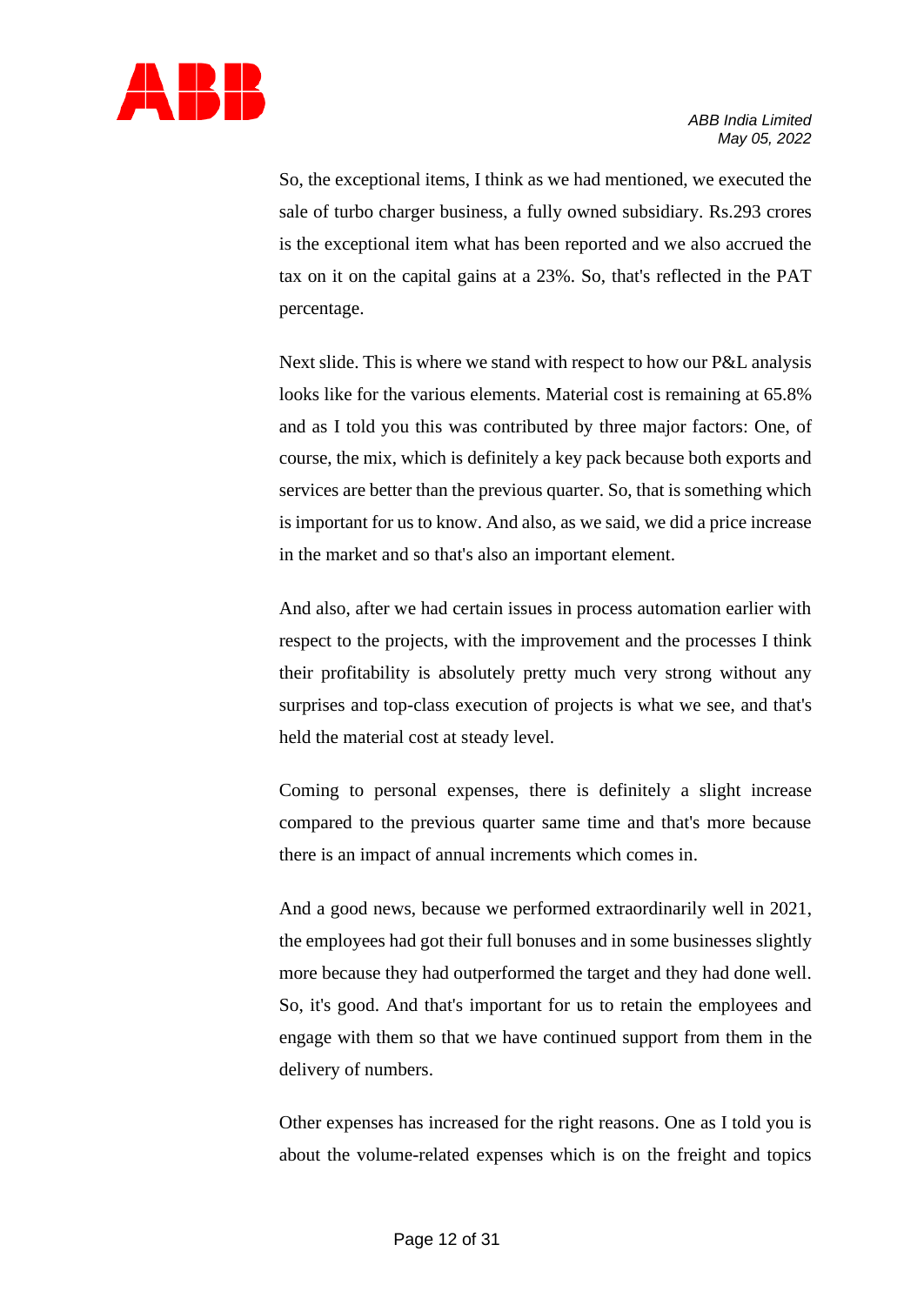So, the exceptional items, I think as we had mentioned, we executed the sale of turbo charger business, a fully owned subsidiary. Rs.293 crores is the exceptional item what has been reported and we also accrued the tax on it on the capital gains at a 23%. So, that's reflected in the PAT percentage.

Next slide. This is where we stand with respect to how our P&L analysis looks like for the various elements. Material cost is remaining at 65.8% and as I told you this was contributed by three major factors: One, of course, the mix, which is definitely a key pack because both exports and services are better than the previous quarter. So, that is something which is important for us to know. And also, as we said, we did a price increase in the market and so that's also an important element.

And also, after we had certain issues in process automation earlier with respect to the projects, with the improvement and the processes I think their profitability is absolutely pretty much very strong without any surprises and top-class execution of projects is what we see, and that's held the material cost at steady level.

Coming to personal expenses, there is definitely a slight increase compared to the previous quarter same time and that's more because there is an impact of annual increments which comes in.

And a good news, because we performed extraordinarily well in 2021, the employees had got their full bonuses and in some businesses slightly more because they had outperformed the target and they had done well. So, it's good. And that's important for us to retain the employees and engage with them so that we have continued support from them in the delivery of numbers.

Other expenses has increased for the right reasons. One as I told you is about the volume-related expenses which is on the freight and topics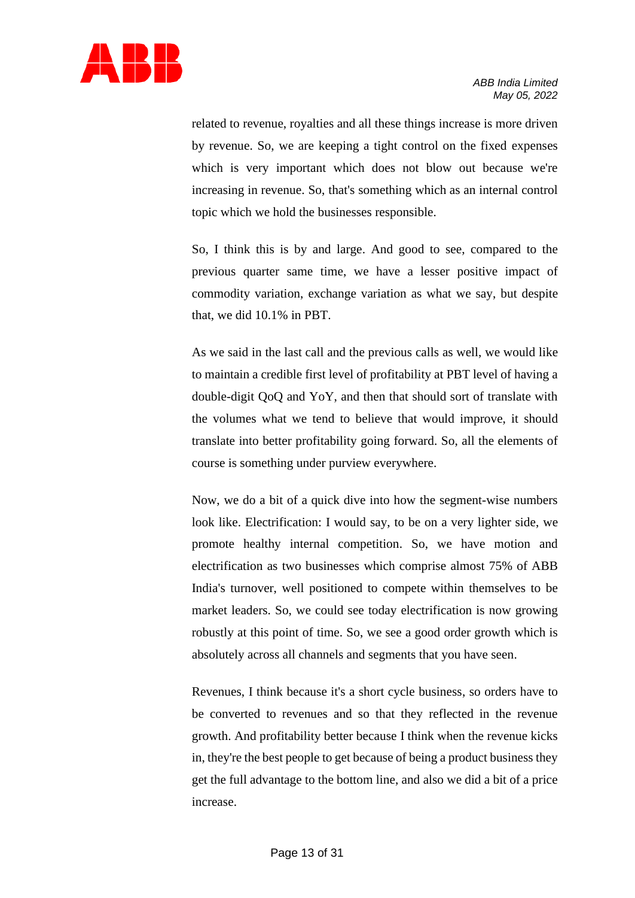related to revenue, royalties and all these things increase is more driven by revenue. So, we are keeping a tight control on the fixed expenses which is very important which does not blow out because we're increasing in revenue. So, that's something which as an internal control topic which we hold the businesses responsible.

So, I think this is by and large. And good to see, compared to the previous quarter same time, we have a lesser positive impact of commodity variation, exchange variation as what we say, but despite that, we did 10.1% in PBT.

As we said in the last call and the previous calls as well, we would like to maintain a credible first level of profitability at PBT level of having a double-digit QoQ and YoY, and then that should sort of translate with the volumes what we tend to believe that would improve, it should translate into better profitability going forward. So, all the elements of course is something under purview everywhere.

Now, we do a bit of a quick dive into how the segment-wise numbers look like. Electrification: I would say, to be on a very lighter side, we promote healthy internal competition. So, we have motion and electrification as two businesses which comprise almost 75% of ABB India's turnover, well positioned to compete within themselves to be market leaders. So, we could see today electrification is now growing robustly at this point of time. So, we see a good order growth which is absolutely across all channels and segments that you have seen.

Revenues, I think because it's a short cycle business, so orders have to be converted to revenues and so that they reflected in the revenue growth. And profitability better because I think when the revenue kicks in, they're the best people to get because of being a product business they get the full advantage to the bottom line, and also we did a bit of a price increase.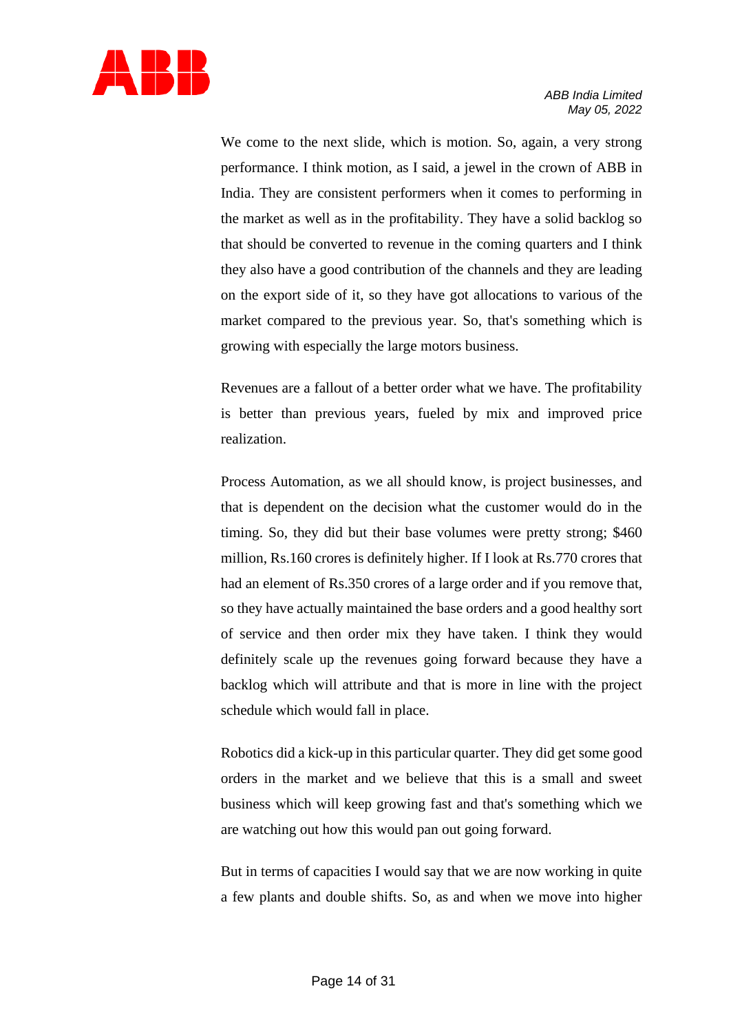We come to the next slide, which is motion. So, again, a very strong performance. I think motion, as I said, a jewel in the crown of ABB in India. They are consistent performers when it comes to performing in the market as well as in the profitability. They have a solid backlog so that should be converted to revenue in the coming quarters and I think they also have a good contribution of the channels and they are leading on the export side of it, so they have got allocations to various of the market compared to the previous year. So, that's something which is growing with especially the large motors business.

Revenues are a fallout of a better order what we have. The profitability is better than previous years, fueled by mix and improved price realization.

Process Automation, as we all should know, is project businesses, and that is dependent on the decision what the customer would do in the timing. So, they did but their base volumes were pretty strong; $460 million, Rs.160 crores is definitely higher. If I look at Rs.770 crores that had an element of Rs.350 crores of a large order and if you remove that, so they have actually maintained the base orders and a good healthy sort of service and then order mix they have taken. I think they would definitely scale up the revenues going forward because they have a backlog which will attribute and that is more in line with the project schedule which would fall in place.

Robotics did a kick-up in this particular quarter. They did get some good orders in the market and we believe that this is a small and sweet business which will keep growing fast and that's something which we are watching out how this would pan out going forward.

But in terms of capacities I would say that we are now working in quite a few plants and double shifts. So, as and when we move into higher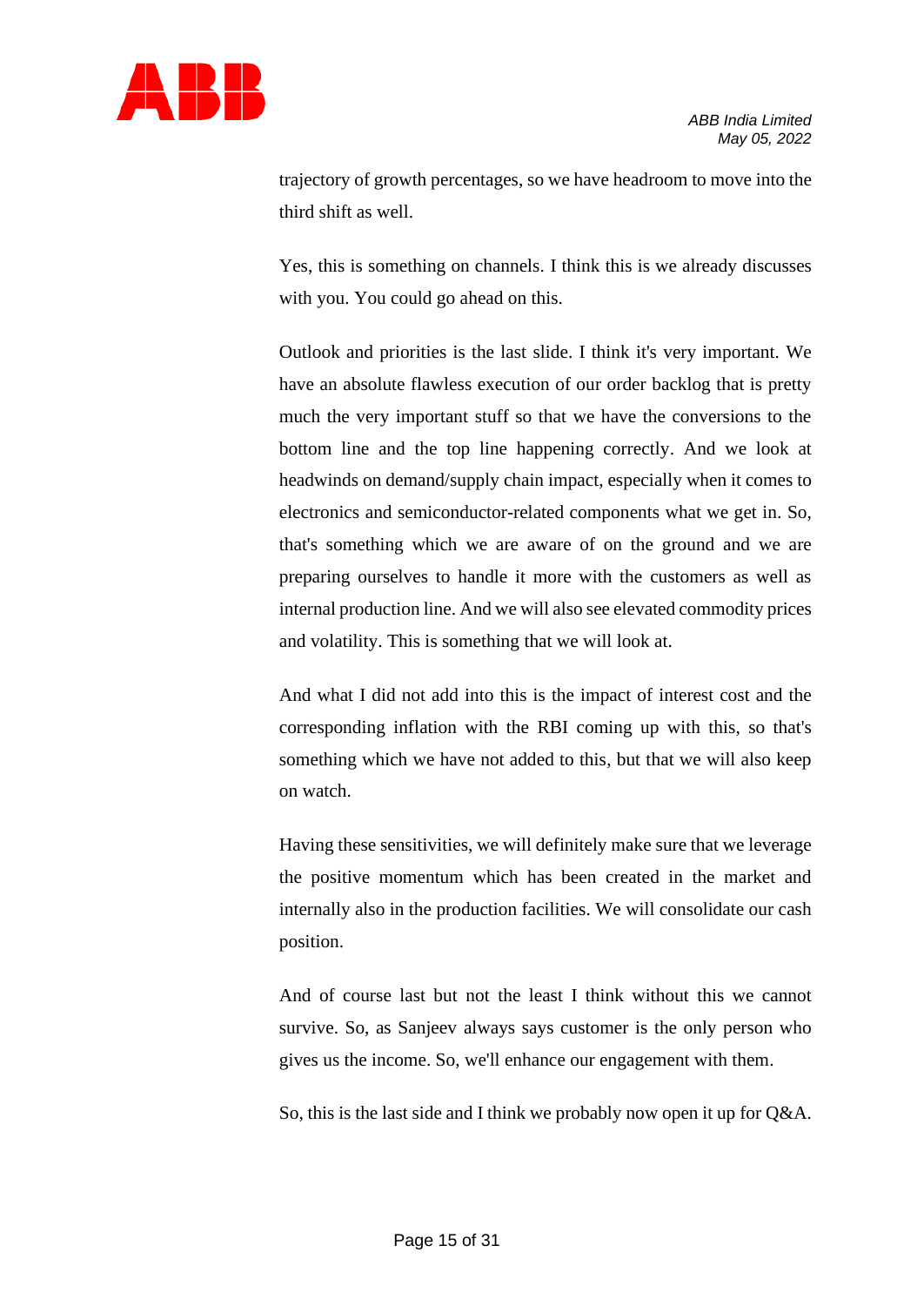trajectory of growth percentages, so we have headroom to move into the third shift as well.

Yes, this is something on channels. I think this is we already discusses with you. You could go ahead on this.

Outlook and priorities is the last slide. I think it's very important. We have an absolute flawless execution of our order backlog that is pretty much the very important stuff so that we have the conversions to the bottom line and the top line happening correctly. And we look at headwinds on demand/supply chain impact, especially when it comes to electronics and semiconductor-related components what we get in. So, that's something which we are aware of on the ground and we are preparing ourselves to handle it more with the customers as well as internal production line. And we will also see elevated commodity prices and volatility. This is something that we will look at.

And what I did not add into this is the impact of interest cost and the corresponding inflation with the RBI coming up with this, so that's something which we have not added to this, but that we will also keep on watch.

Having these sensitivities, we will definitely make sure that we leverage the positive momentum which has been created in the market and internally also in the production facilities. We will consolidate our cash position.

And of course last but not the least I think without this we cannot survive. So, as Sanjeev always says customer is the only person who gives us the income. So, we'll enhance our engagement with them.

So, this is the last side and I think we probably now open it up for Q&A.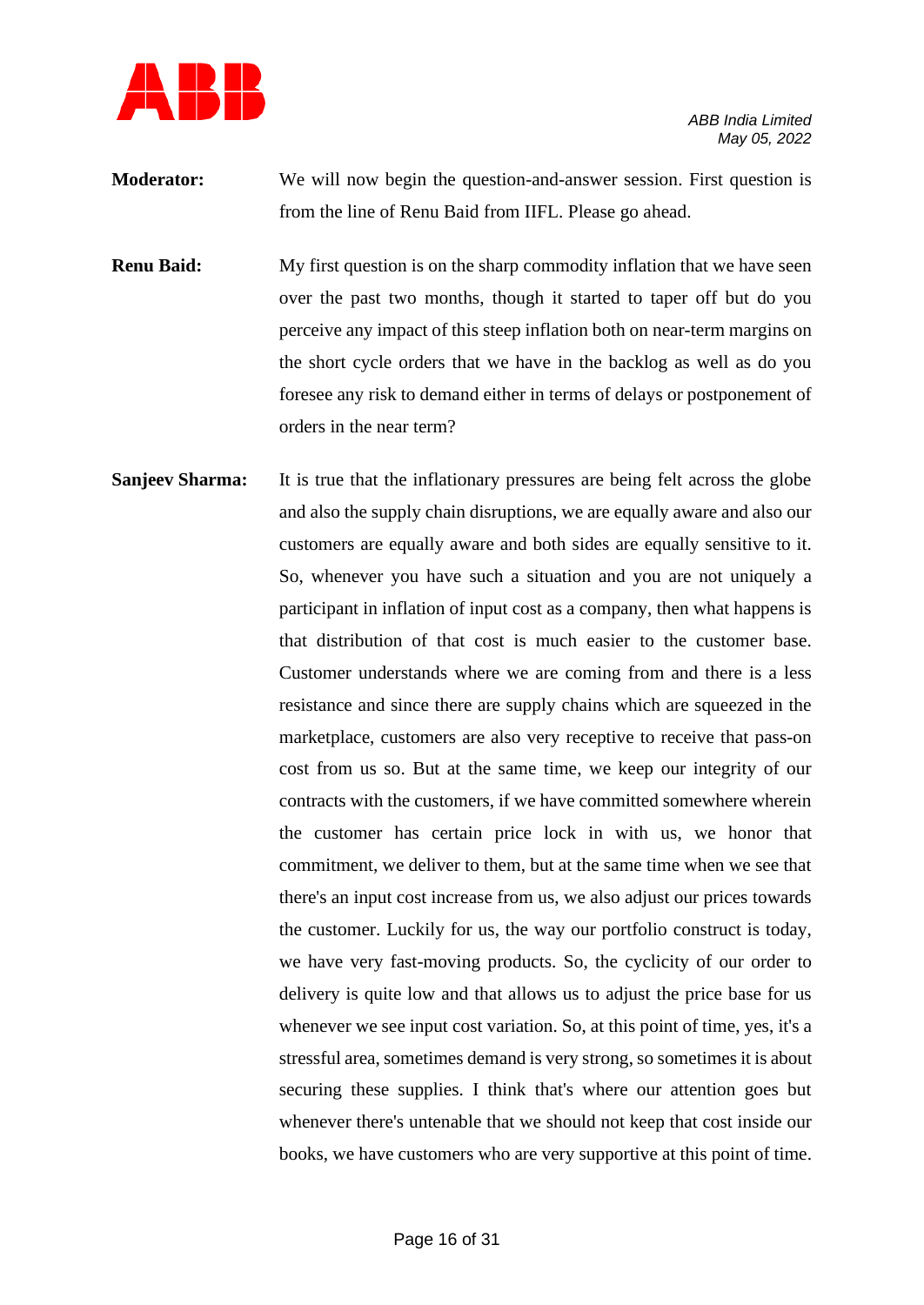**Moderator:** We will now begin the question-and-answer session. First question is from the line of Renu Baid from IIFL. Please go ahead.

**Renu Baid:** My first question is on the sharp commodity inflation that we have seen over the past two months, though it started to taper off but do you perceive any impact of this steep inflation both on near-term margins on the short cycle orders that we have in the backlog as well as do you foresee any risk to demand either in terms of delays or postponement of orders in the near term?

**Sanjeev Sharma:** It is true that the inflationary pressures are being felt across the globe and also the supply chain disruptions, we are equally aware and also our customers are equally aware and both sides are equally sensitive to it. So, whenever you have such a situation and you are not uniquely a participant in inflation of input cost as a company, then what happens is that distribution of that cost is much easier to the customer base. Customer understands where we are coming from and there is a less resistance and since there are supply chains which are squeezed in the marketplace, customers are also very receptive to receive that pass-on cost from us so. But at the same time, we keep our integrity of our contracts with the customers, if we have committed somewhere wherein the customer has certain price lock in with us, we honor that commitment, we deliver to them, but at the same time when we see that there's an input cost increase from us, we also adjust our prices towards the customer. Luckily for us, the way our portfolio construct is today, we have very fast-moving products. So, the cyclicity of our order to delivery is quite low and that allows us to adjust the price base for us whenever we see input cost variation. So, at this point of time, yes, it's a stressful area, sometimes demand is very strong, so sometimes it is about securing these supplies. I think that's where our attention goes but whenever there's untenable that we should not keep that cost inside our books, we have customers who are very supportive at this point of time.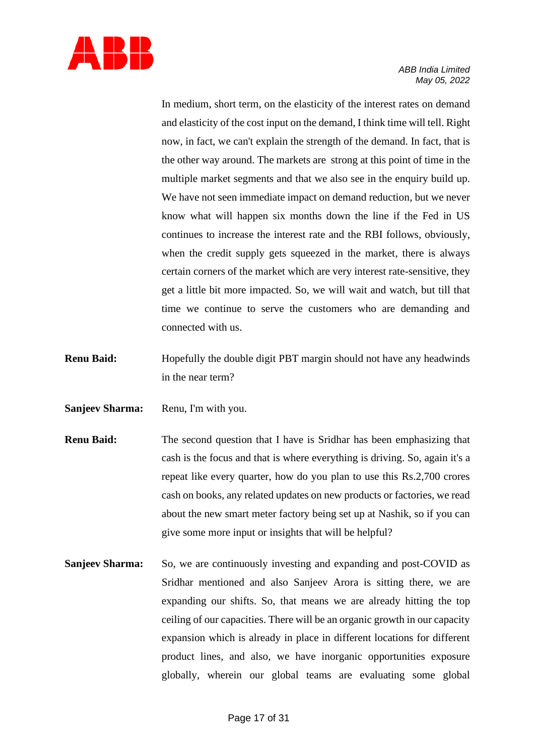In medium, short term, on the elasticity of the interest rates on demand and elasticity of the cost input on the demand, I think time will tell. Right now, in fact, we can't explain the strength of the demand. In fact, that is the other way around. The markets are strong at this point of time in the multiple market segments and that we also see in the enquiry build up. We have not seen immediate impact on demand reduction, but we never know what will happen six months down the line if the Fed in US continues to increase the interest rate and the RBI follows, obviously, when the credit supply gets squeezed in the market, there is always certain corners of the market which are very interest rate-sensitive, they get a little bit more impacted. So, we will wait and watch, but till that time we continue to serve the customers who are demanding and connected with us.

**Renu Baid:** Hopefully the double digit PBT margin should not have any headwinds in the near term?

**Sanjeev Sharma:** Renu, I'm with you.

**Renu Baid:** The second question that I have is Sridhar has been emphasizing that cash is the focus and that is where everything is driving. So, again it's a repeat like every quarter, how do you plan to use this Rs.2,700 crores cash on books, any related updates on new products or factories, we read about the new smart meter factory being set up at Nashik, so if you can give some more input or insights that will be helpful?

**Sanjeev Sharma:** So, we are continuously investing and expanding and post-COVID as Sridhar mentioned and also Sanjeev Arora is sitting there, we are expanding our shifts. So, that means we are already hitting the top ceiling of our capacities. There will be an organic growth in our capacity expansion which is already in place in different locations for different product lines, and also, we have inorganic opportunities exposure globally, wherein our global teams are evaluating some global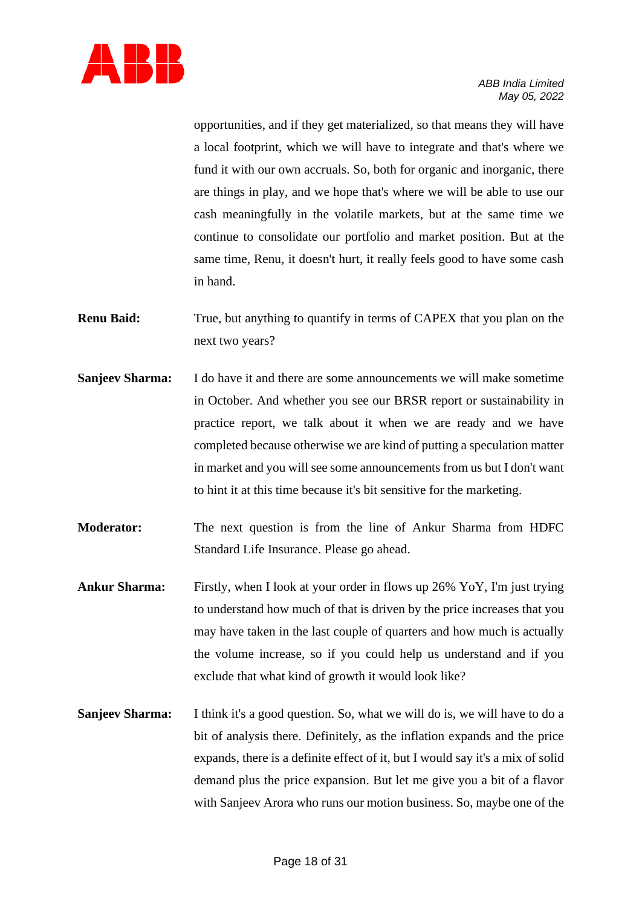opportunities, and if they get materialized, so that means they will have a local footprint, which we will have to integrate and that's where we fund it with our own accruals. So, both for organic and inorganic, there are things in play, and we hope that's where we will be able to use our cash meaningfully in the volatile markets, but at the same time we continue to consolidate our portfolio and market position. But at the same time, Renu, it doesn't hurt, it really feels good to have some cash in hand.

**Renu Baid:** True, but anything to quantify in terms of CAPEX that you plan on the next two years?

**Sanjeev Sharma:** I do have it and there are some announcements we will make sometime in October. And whether you see our BRSR report or sustainability in practice report, we talk about it when we are ready and we have completed because otherwise we are kind of putting a speculation matter in market and you will see some announcements from us but I don't want to hint it at this time because it's bit sensitive for the marketing.

**Moderator:** The next question is from the line of Ankur Sharma from HDFC Standard Life Insurance. Please go ahead.

**Ankur Sharma:** Firstly, when I look at your order in flows up 26% YoY, I'm just trying to understand how much of that is driven by the price increases that you may have taken in the last couple of quarters and how much is actually the volume increase, so if you could help us understand and if you exclude that what kind of growth it would look like?

**Sanjeev Sharma:** I think it's a good question. So, what we will do is, we will have to do a bit of analysis there. Definitely, as the inflation expands and the price expands, there is a definite effect of it, but I would say it's a mix of solid demand plus the price expansion. But let me give you a bit of a flavor with Sanjeev Arora who runs our motion business. So, maybe one of the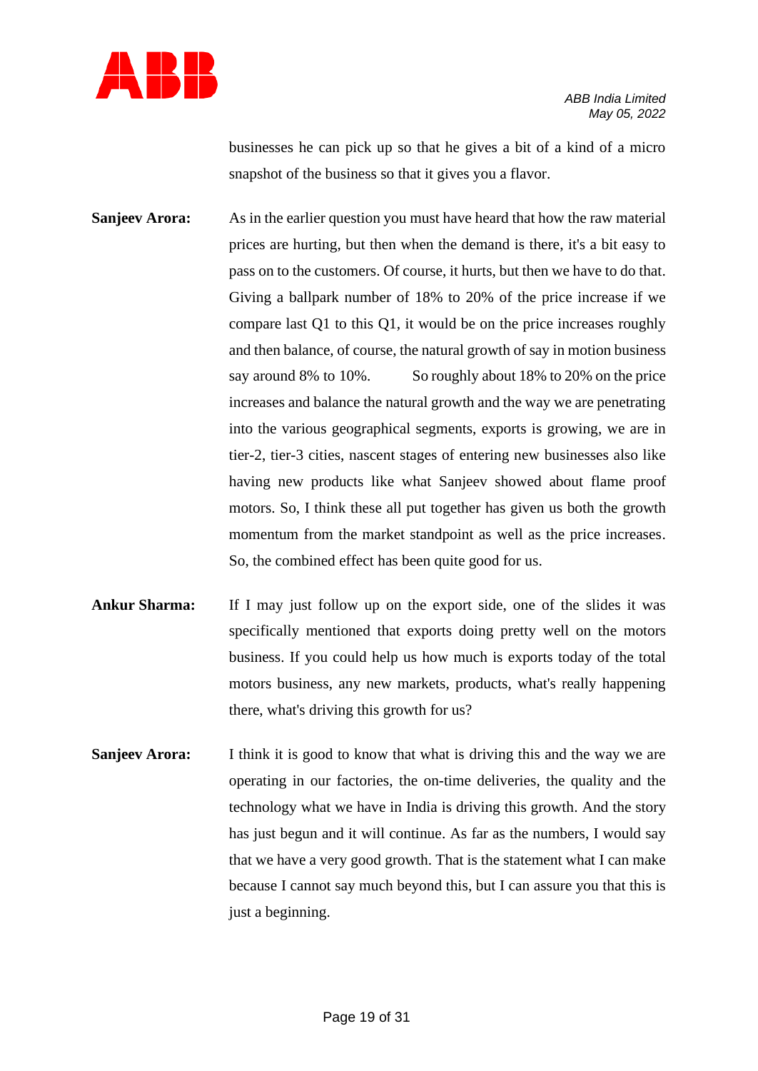businesses he can pick up so that he gives a bit of a kind of a micro snapshot of the business so that it gives you a flavor.

**Sanjeev Arora:** As in the earlier question you must have heard that how the raw material prices are hurting, but then when the demand is there, it's a bit easy to pass on to the customers. Of course, it hurts, but then we have to do that. Giving a ballpark number of 18% to 20% of the price increase if we compare last Q1 to this Q1, it would be on the price increases roughly and then balance, of course, the natural growth of say in motion business say around 8% to 10%. So roughly about 18% to 20% on the price increases and balance the natural growth and the way we are penetrating into the various geographical segments, exports is growing, we are in tier-2, tier-3 cities, nascent stages of entering new businesses also like having new products like what Sanjeev showed about flame proof motors. So, I think these all put together has given us both the growth momentum from the market standpoint as well as the price increases. So, the combined effect has been quite good for us.

**Ankur Sharma:** If I may just follow up on the export side, one of the slides it was specifically mentioned that exports doing pretty well on the motors business. If you could help us how much is exports today of the total motors business, any new markets, products, what's really happening there, what's driving this growth for us?

**Sanjeev Arora:** I think it is good to know that what is driving this and the way we are operating in our factories, the on-time deliveries, the quality and the technology what we have in India is driving this growth. And the story has just begun and it will continue. As far as the numbers, I would say that we have a very good growth. That is the statement what I can make because I cannot say much beyond this, but I can assure you that this is just a beginning.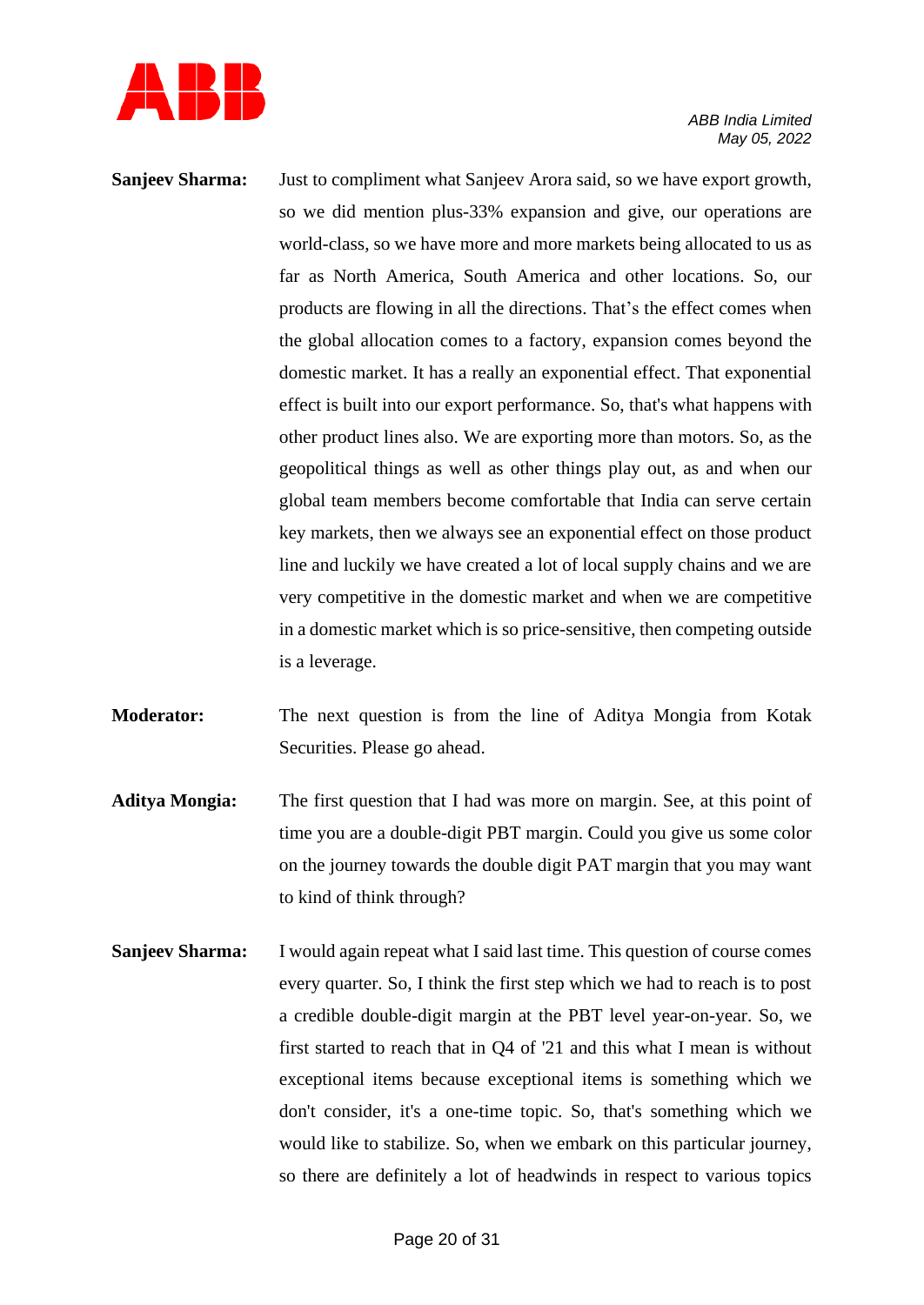**Sanjeev Sharma:** Just to compliment what Sanjeev Arora said, so we have export growth, so we did mention plus-33% expansion and give, our operations are world-class, so we have more and more markets being allocated to us as far as North America, South America and other locations. So, our products are flowing in all the directions. That's the effect comes when the global allocation comes to a factory, expansion comes beyond the domestic market. It has a really an exponential effect. That exponential effect is built into our export performance. So, that's what happens with other product lines also. We are exporting more than motors. So, as the geopolitical things as well as other things play out, as and when our global team members become comfortable that India can serve certain key markets, then we always see an exponential effect on those product line and luckily we have created a lot of local supply chains and we are very competitive in the domestic market and when we are competitive in a domestic market which is so price-sensitive, then competing outside is a leverage.

**Moderator:** The next question is from the line of Aditya Mongia from Kotak Securities. Please go ahead.

**Aditya Mongia:** The first question that I had was more on margin. See, at this point of time you are a double-digit PBT margin. Could you give us some color on the journey towards the double digit PAT margin that you may want to kind of think through?

**Sanjeev Sharma:** I would again repeat what I said last time. This question of course comes every quarter. So, I think the first step which we had to reach is to post a credible double-digit margin at the PBT level year-on-year. So, we first started to reach that in Q4 of '21 and this what I mean is without exceptional items because exceptional items is something which we don't consider, it's a one-time topic. So, that's something which we would like to stabilize. So, when we embark on this particular journey, so there are definitely a lot of headwinds in respect to various topics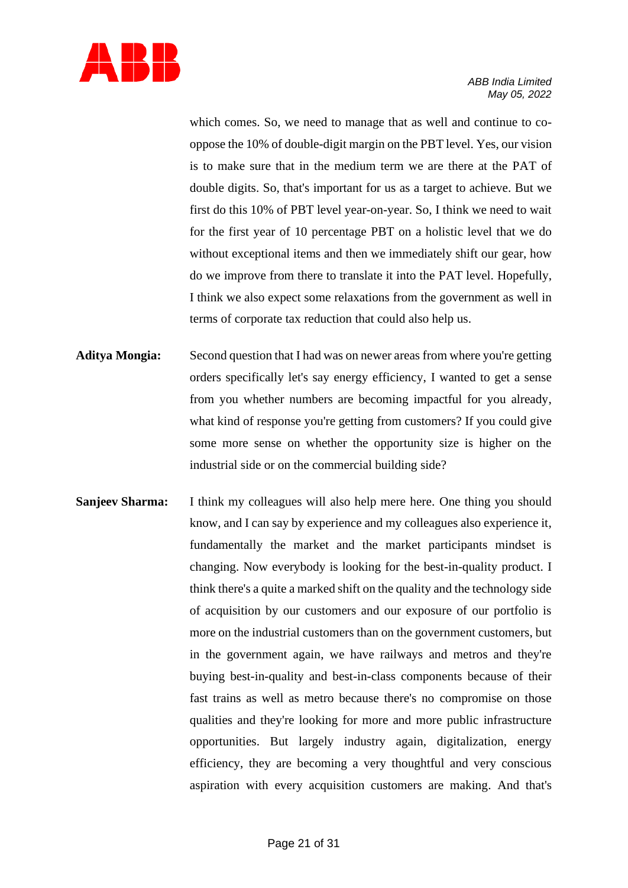which comes. So, we need to manage that as well and continue to co-oppose the 10% of double-digit margin on the PBT level. Yes, our vision is to make sure that in the medium term we are there at the PAT of double digits. So, that's important for us as a target to achieve. But we first do this 10% of PBT level year-on-year. So, I think we need to wait for the first year of 10 percentage PBT on a holistic level that we do without exceptional items and then we immediately shift our gear, how do we improve from there to translate it into the PAT level. Hopefully, I think we also expect some relaxations from the government as well in terms of corporate tax reduction that could also help us.

**Aditya Mongia:** Second question that I had was on newer areas from where you're getting orders specifically let's say energy efficiency, I wanted to get a sense from you whether numbers are becoming impactful for you already, what kind of response you're getting from customers? If you could give some more sense on whether the opportunity size is higher on the industrial side or on the commercial building side?

**Sanjeev Sharma:** I think my colleagues will also help mere here. One thing you should know, and I can say by experience and my colleagues also experience it, fundamentally the market and the market participants mindset is changing. Now everybody is looking for the best-in-quality product. I think there's a quite a marked shift on the quality and the technology side of acquisition by our customers and our exposure of our portfolio is more on the industrial customers than on the government customers, but in the government again, we have railways and metros and they're buying best-in-quality and best-in-class components because of their fast trains as well as metro because there's no compromise on those qualities and they're looking for more and more public infrastructure opportunities. But largely industry again, digitalization, energy efficiency, they are becoming a very thoughtful and very conscious aspiration with every acquisition customers are making. And that's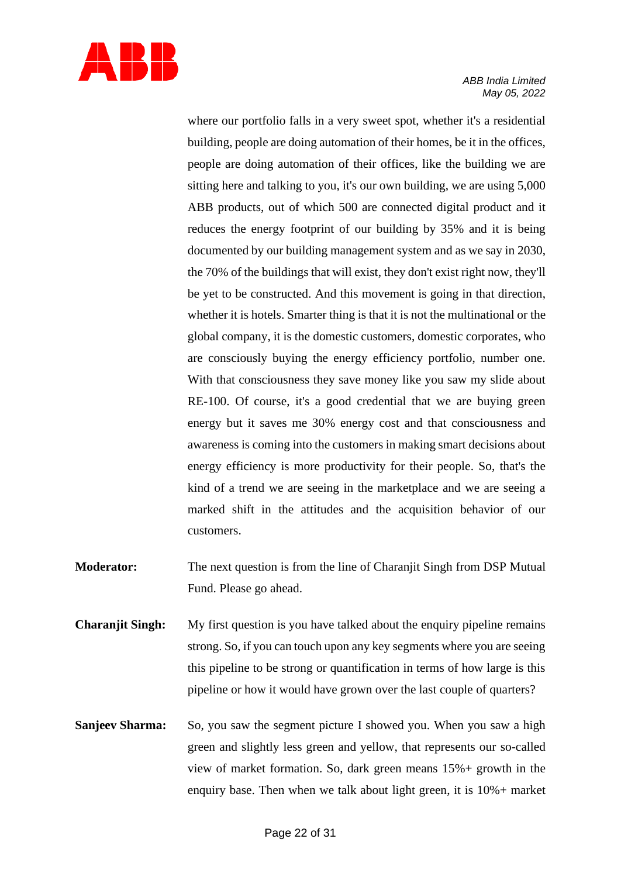where our portfolio falls in a very sweet spot, whether it's a residential building, people are doing automation of their homes, be it in the offices, people are doing automation of their offices, like the building we are sitting here and talking to you, it's our own building, we are using 5,000 ABB products, out of which 500 are connected digital product and it reduces the energy footprint of our building by 35% and it is being documented by our building management system and as we say in 2030, the 70% of the buildings that will exist, they don't exist right now, they'll be yet to be constructed. And this movement is going in that direction, whether it is hotels. Smarter thing is that it is not the multinational or the global company, it is the domestic customers, domestic corporates, who are consciously buying the energy efficiency portfolio, number one. With that consciousness they save money like you saw my slide about RE-100. Of course, it's a good credential that we are buying green energy but it saves me 30% energy cost and that consciousness and awareness is coming into the customers in making smart decisions about energy efficiency is more productivity for their people. So, that's the kind of a trend we are seeing in the marketplace and we are seeing a marked shift in the attitudes and the acquisition behavior of our customers.

**Moderator:** The next question is from the line of Charanjit Singh from DSP Mutual Fund. Please go ahead.

**Charanjit Singh:** My first question is you have talked about the enquiry pipeline remains strong. So, if you can touch upon any key segments where you are seeing this pipeline to be strong or quantification in terms of how large is this pipeline or how it would have grown over the last couple of quarters?

**Sanjeev Sharma:** So, you saw the segment picture I showed you. When you saw a high green and slightly less green and yellow, that represents our so-called view of market formation. So, dark green means 15%+ growth in the enquiry base. Then when we talk about light green, it is 10%+ market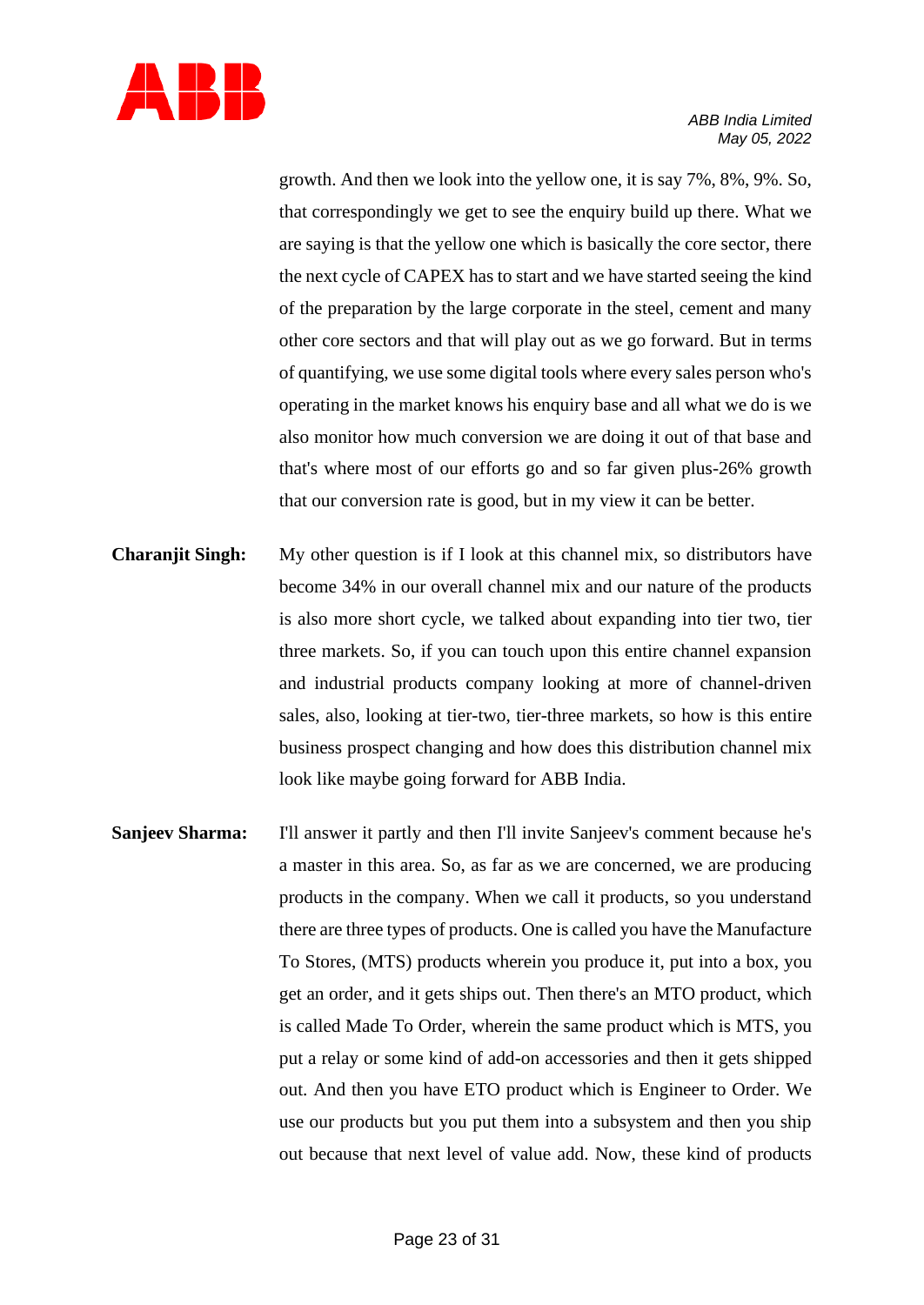growth. And then we look into the yellow one, it is say 7%, 8%, 9%. So, that correspondingly we get to see the enquiry build up there. What we are saying is that the yellow one which is basically the core sector, there the next cycle of CAPEX has to start and we have started seeing the kind of the preparation by the large corporate in the steel, cement and many other core sectors and that will play out as we go forward. But in terms of quantifying, we use some digital tools where every sales person who's operating in the market knows his enquiry base and all what we do is we also monitor how much conversion we are doing it out of that base and that's where most of our efforts go and so far given plus-26% growth that our conversion rate is good, but in my view it can be better.

**Charanjit Singh:** My other question is if I look at this channel mix, so distributors have become 34% in our overall channel mix and our nature of the products is also more short cycle, we talked about expanding into tier two, tier three markets. So, if you can touch upon this entire channel expansion and industrial products company looking at more of channel-driven sales, also, looking at tier-two, tier-three markets, so how is this entire business prospect changing and how does this distribution channel mix look like maybe going forward for ABB India.

**Sanjeev Sharma:** I'll answer it partly and then I'll invite Sanjeev's comment because he's a master in this area. So, as far as we are concerned, we are producing products in the company. When we call it products, so you understand there are three types of products. One is called you have the Manufacture To Stores, (MTS) products wherein you produce it, put into a box, you get an order, and it gets ships out. Then there's an MTO product, which is called Made To Order, wherein the same product which is MTS, you put a relay or some kind of add-on accessories and then it gets shipped out. And then you have ETO product which is Engineer to Order. We use our products but you put them into a subsystem and then you ship out because that next level of value add. Now, these kind of products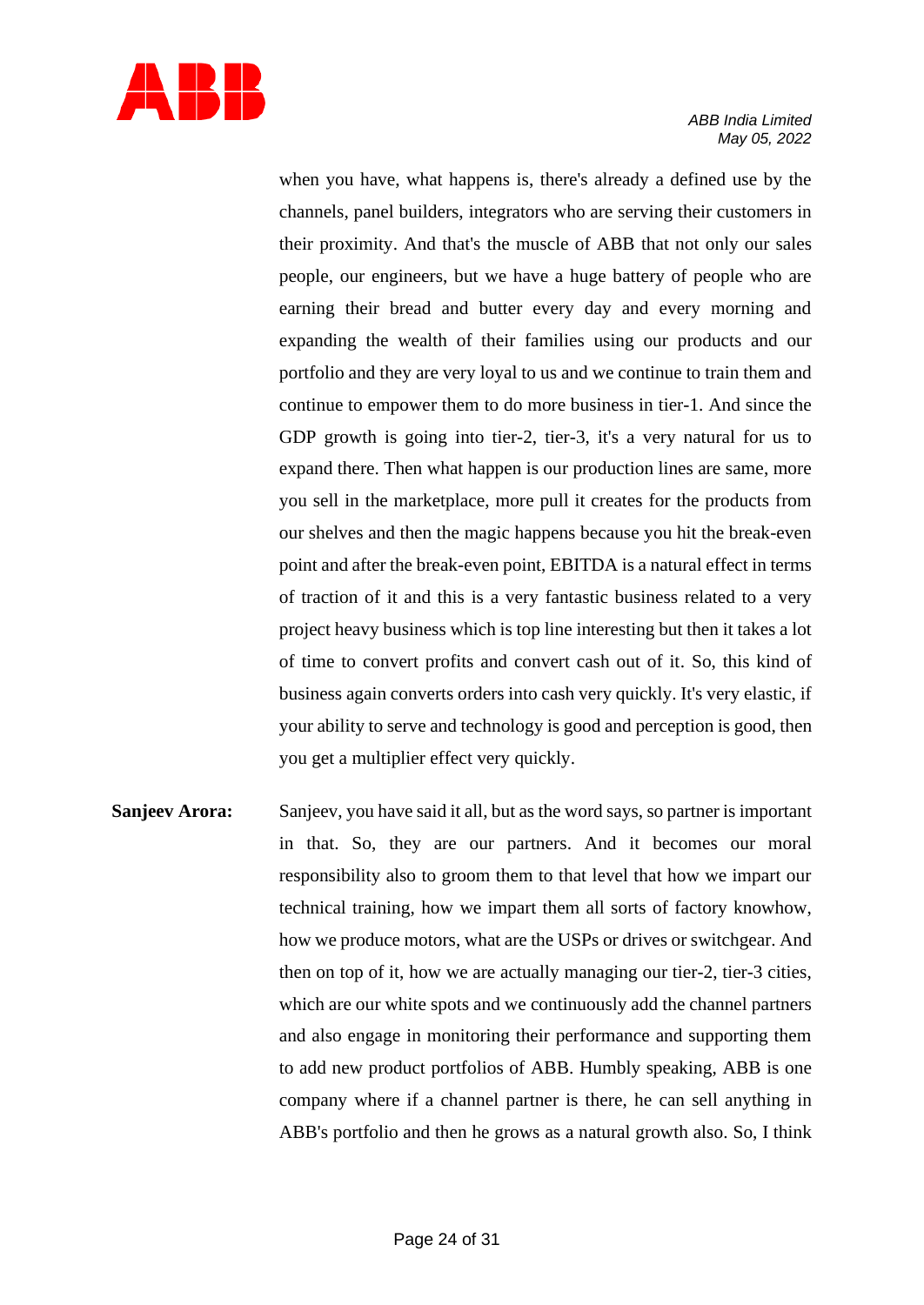when you have, what happens is, there's already a defined use by the channels, panel builders, integrators who are serving their customers in their proximity. And that's the muscle of ABB that not only our sales people, our engineers, but we have a huge battery of people who are earning their bread and butter every day and every morning and expanding the wealth of their families using our products and our portfolio and they are very loyal to us and we continue to train them and continue to empower them to do more business in tier-1. And since the GDP growth is going into tier-2, tier-3, it's a very natural for us to expand there. Then what happen is our production lines are same, more you sell in the marketplace, more pull it creates for the products from our shelves and then the magic happens because you hit the break-even point and after the break-even point, EBITDA is a natural effect in terms of traction of it and this is a very fantastic business related to a very project heavy business which is top line interesting but then it takes a lot of time to convert profits and convert cash out of it. So, this kind of business again converts orders into cash very quickly. It's very elastic, if your ability to serve and technology is good and perception is good, then you get a multiplier effect very quickly.

**Sanjeev Arora:** Sanjeev, you have said it all, but as the word says, so partner is important in that. So, they are our partners. And it becomes our moral responsibility also to groom them to that level that how we impart our technical training, how we impart them all sorts of factory knowhow, how we produce motors, what are the USPs or drives or switchgear. And then on top of it, how we are actually managing our tier-2, tier-3 cities, which are our white spots and we continuously add the channel partners and also engage in monitoring their performance and supporting them to add new product portfolios of ABB. Humbly speaking, ABB is one company where if a channel partner is there, he can sell anything in ABB's portfolio and then he grows as a natural growth also. So, I think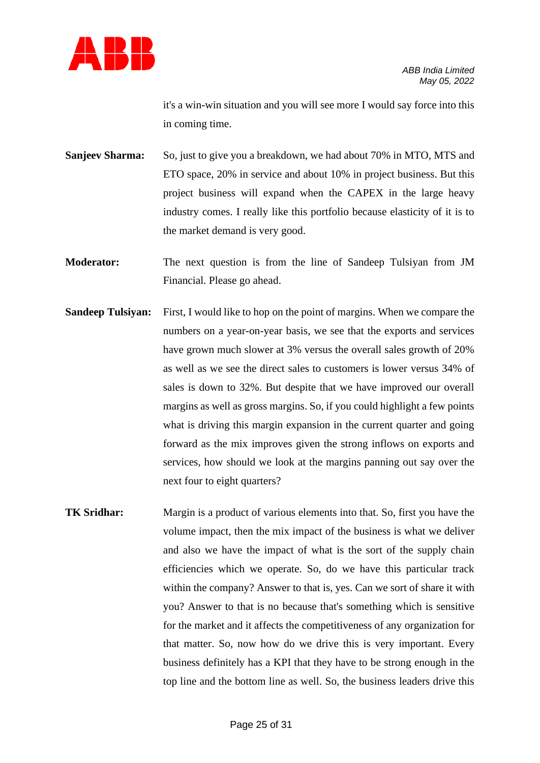it's a win-win situation and you will see more I would say force into this in coming time.

**Sanjeev Sharma:** So, just to give you a breakdown, we had about 70% in MTO, MTS and ETO space, 20% in service and about 10% in project business. But this project business will expand when the CAPEX in the large heavy industry comes. I really like this portfolio because elasticity of it is to the market demand is very good.

**Moderator:** The next question is from the line of Sandeep Tulsiyan from JM Financial. Please go ahead.

**Sandeep Tulsiyan:** First, I would like to hop on the point of margins. When we compare the numbers on a year-on-year basis, we see that the exports and services have grown much slower at 3% versus the overall sales growth of 20% as well as we see the direct sales to customers is lower versus 34% of sales is down to 32%. But despite that we have improved our overall margins as well as gross margins. So, if you could highlight a few points what is driving this margin expansion in the current quarter and going forward as the mix improves given the strong inflows on exports and services, how should we look at the margins panning out say over the next four to eight quarters?

**TK Sridhar:** Margin is a product of various elements into that. So, first you have the volume impact, then the mix impact of the business is what we deliver and also we have the impact of what is the sort of the supply chain efficiencies which we operate. So, do we have this particular track within the company? Answer to that is, yes. Can we sort of share it with you? Answer to that is no because that's something which is sensitive for the market and it affects the competitiveness of any organization for that matter. So, now how do we drive this is very important. Every business definitely has a KPI that they have to be strong enough in the top line and the bottom line as well. So, the business leaders drive this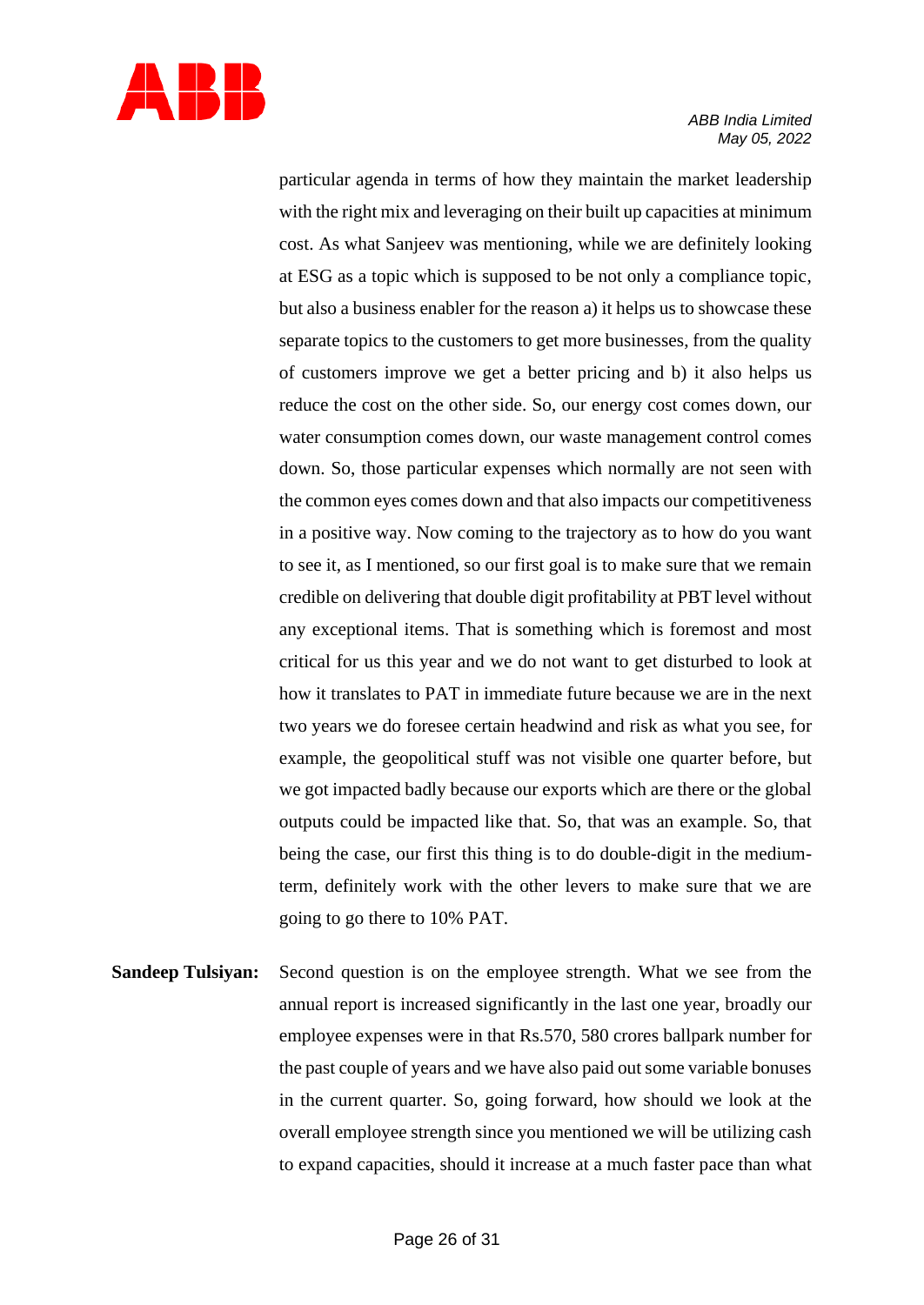particular agenda in terms of how they maintain the market leadership with the right mix and leveraging on their built up capacities at minimum cost. As what Sanjeev was mentioning, while we are definitely looking at ESG as a topic which is supposed to be not only a compliance topic, but also a business enabler for the reason a) it helps us to showcase these separate topics to the customers to get more businesses, from the quality of customers improve we get a better pricing and b) it also helps us reduce the cost on the other side. So, our energy cost comes down, our water consumption comes down, our waste management control comes down. So, those particular expenses which normally are not seen with the common eyes comes down and that also impacts our competitiveness in a positive way. Now coming to the trajectory as to how do you want to see it, as I mentioned, so our first goal is to make sure that we remain credible on delivering that double digit profitability at PBT level without any exceptional items. That is something which is foremost and most critical for us this year and we do not want to get disturbed to look at how it translates to PAT in immediate future because we are in the next two years we do foresee certain headwind and risk as what you see, for example, the geopolitical stuff was not visible one quarter before, but we got impacted badly because our exports which are there or the global outputs could be impacted like that. So, that was an example. So, that being the case, our first this thing is to do double-digit in the medium-term, definitely work with the other levers to make sure that we are going to go there to 10% PAT.

**Sandeep Tulsiyan:** Second question is on the employee strength. What we see from the annual report is increased significantly in the last one year, broadly our employee expenses were in that Rs.570, 580 crores ballpark number for the past couple of years and we have also paid out some variable bonuses in the current quarter. So, going forward, how should we look at the overall employee strength since you mentioned we will be utilizing cash to expand capacities, should it increase at a much faster pace than what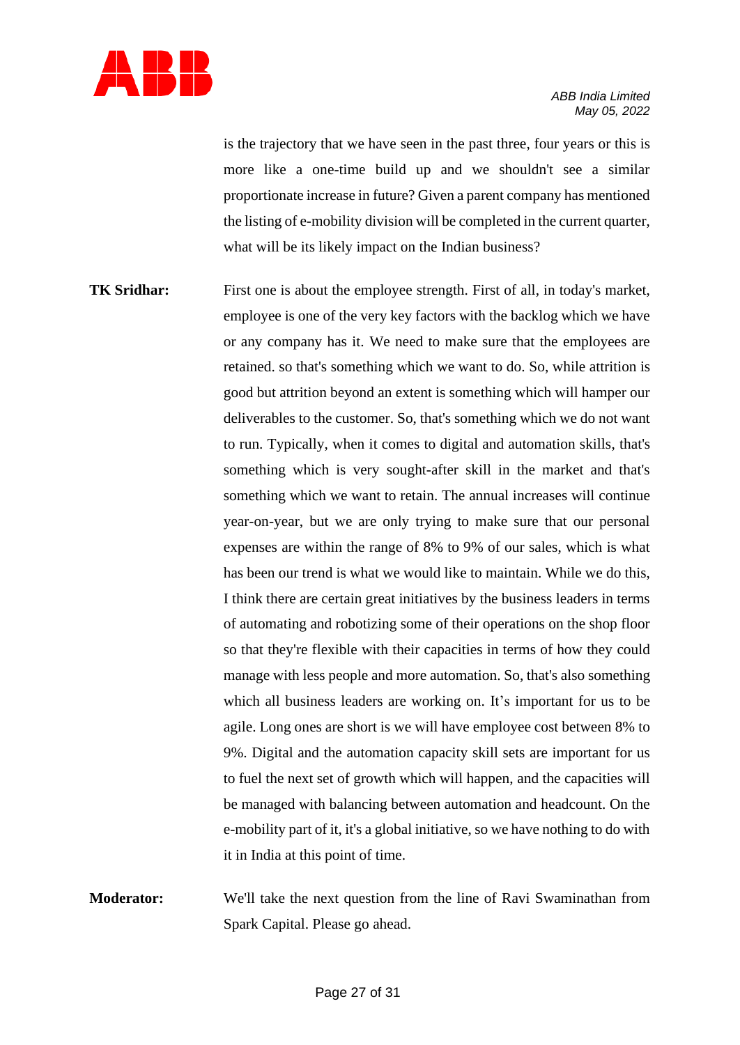is the trajectory that we have seen in the past three, four years or this is more like a one-time build up and we shouldn't see a similar proportionate increase in future? Given a parent company has mentioned the listing of e-mobility division will be completed in the current quarter, what will be its likely impact on the Indian business?

**TK Sridhar:** First one is about the employee strength. First of all, in today's market, employee is one of the very key factors with the backlog which we have or any company has it. We need to make sure that the employees are retained. so that's something which we want to do. So, while attrition is good but attrition beyond an extent is something which will hamper our deliverables to the customer. So, that's something which we do not want to run. Typically, when it comes to digital and automation skills, that's something which is very sought-after skill in the market and that's something which we want to retain. The annual increases will continue year-on-year, but we are only trying to make sure that our personal expenses are within the range of 8% to 9% of our sales, which is what has been our trend is what we would like to maintain. While we do this, I think there are certain great initiatives by the business leaders in terms of automating and robotizing some of their operations on the shop floor so that they're flexible with their capacities in terms of how they could manage with less people and more automation. So, that's also something which all business leaders are working on. It's important for us to be agile. Long ones are short is we will have employee cost between 8% to 9%. Digital and the automation capacity skill sets are important for us to fuel the next set of growth which will happen, and the capacities will be managed with balancing between automation and headcount. On the e-mobility part of it, it's a global initiative, so we have nothing to do with it in India at this point of time.

**Moderator:** We'll take the next question from the line of Ravi Swaminathan from Spark Capital. Please go ahead.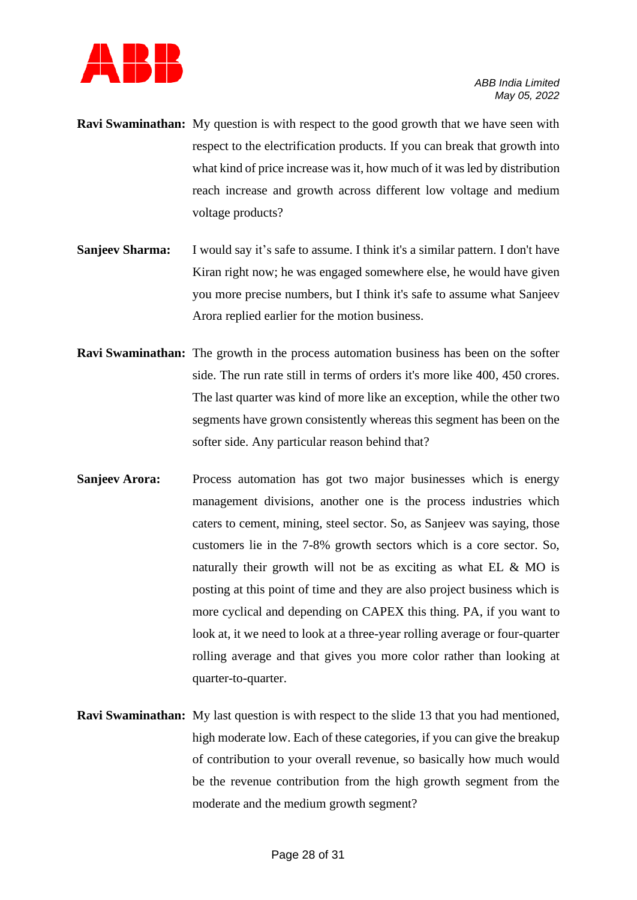**Ravi Swaminathan:** My question is with respect to the good growth that we have seen with respect to the electrification products. If you can break that growth into what kind of price increase was it, how much of it was led by distribution reach increase and growth across different low voltage and medium voltage products?

**Sanjeev Sharma:** I would say it's safe to assume. I think it's a similar pattern. I don't have Kiran right now; he was engaged somewhere else, he would have given you more precise numbers, but I think it's safe to assume what Sanjeev Arora replied earlier for the motion business.

**Ravi Swaminathan:** The growth in the process automation business has been on the softer side. The run rate still in terms of orders it's more like 400, 450 crores. The last quarter was kind of more like an exception, while the other two segments have grown consistently whereas this segment has been on the softer side. Any particular reason behind that?

**Sanjeev Arora:** Process automation has got two major businesses which is energy management divisions, another one is the process industries which caters to cement, mining, steel sector. So, as Sanjeev was saying, those customers lie in the 7-8% growth sectors which is a core sector. So, naturally their growth will not be as exciting as what EL & MO is posting at this point of time and they are also project business which is more cyclical and depending on CAPEX this thing. PA, if you want to look at, it we need to look at a three-year rolling average or four-quarter rolling average and that gives you more color rather than looking at quarter-to-quarter.

**Ravi Swaminathan:** My last question is with respect to the slide 13 that you had mentioned, high moderate low. Each of these categories, if you can give the breakup of contribution to your overall revenue, so basically how much would be the revenue contribution from the high growth segment from the moderate and the medium growth segment?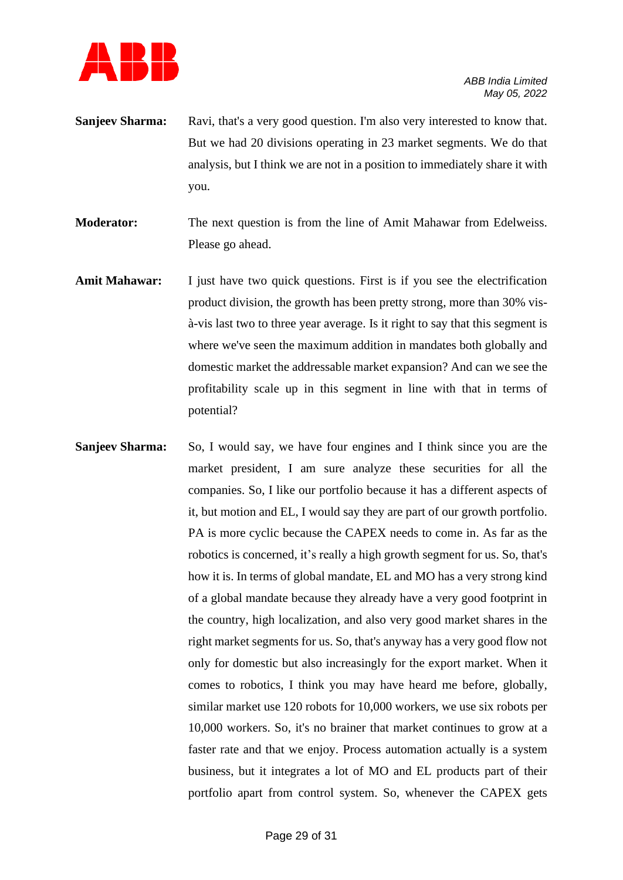**Sanjeev Sharma:** Ravi, that's a very good question. I'm also very interested to know that. But we had 20 divisions operating in 23 market segments. We do that analysis, but I think we are not in a position to immediately share it with you.

**Moderator:** The next question is from the line of Amit Mahawar from Edelweiss. Please go ahead.

**Amit Mahawar:** I just have two quick questions. First is if you see the electrification product division, the growth has been pretty strong, more than 30% vis-à-vis last two to three year average. Is it right to say that this segment is where we've seen the maximum addition in mandates both globally and domestic market the addressable market expansion? And can we see the profitability scale up in this segment in line with that in terms of potential?

**Sanjeev Sharma:** So, I would say, we have four engines and I think since you are the market president, I am sure analyze these securities for all the companies. So, I like our portfolio because it has a different aspects of it, but motion and EL, I would say they are part of our growth portfolio. PA is more cyclic because the CAPEX needs to come in. As far as the robotics is concerned, it's really a high growth segment for us. So, that's how it is. In terms of global mandate, EL and MO has a very strong kind of a global mandate because they already have a very good footprint in the country, high localization, and also very good market shares in the right market segments for us. So, that's anyway has a very good flow not only for domestic but also increasingly for the export market. When it comes to robotics, I think you may have heard me before, globally, similar market use 120 robots for 10,000 workers, we use six robots per 10,000 workers. So, it's no brainer that market continues to grow at a faster rate and that we enjoy. Process automation actually is a system business, but it integrates a lot of MO and EL products part of their portfolio apart from control system. So, whenever the CAPEX gets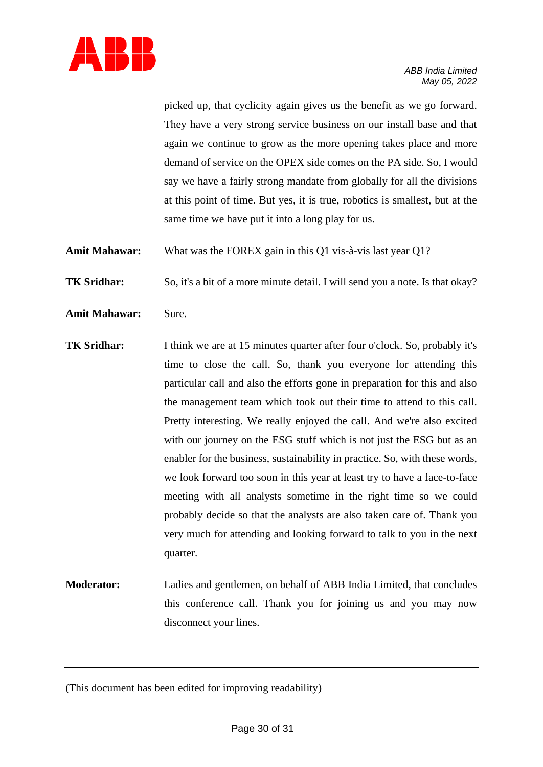picked up, that cyclicity again gives us the benefit as we go forward. They have a very strong service business on our install base and that again we continue to grow as the more opening takes place and more demand of service on the OPEX side comes on the PA side. So, I would say we have a fairly strong mandate from globally for all the divisions at this point of time. But yes, it is true, robotics is smallest, but at the same time we have put it into a long play for us.

**Amit Mahawar:** What was the FOREX gain in this Q1 vis-à-vis last year Q1?

**TK Sridhar:** So, it's a bit of a more minute detail. I will send you a note. Is that okay?

**Amit Mahawar:** Sure.

**TK Sridhar:** I think we are at 15 minutes quarter after four o'clock. So, probably it's time to close the call. So, thank you everyone for attending this particular call and also the efforts gone in preparation for this and also the management team which took out their time to attend to this call. Pretty interesting. We really enjoyed the call. And we're also excited with our journey on the ESG stuff which is not just the ESG but as an enabler for the business, sustainability in practice. So, with these words, we look forward too soon in this year at least try to have a face-to-face meeting with all analysts sometime in the right time so we could probably decide so that the analysts are also taken care of. Thank you very much for attending and looking forward to talk to you in the next quarter.

**Moderator:** Ladies and gentlemen, on behalf of ABB India Limited, that concludes this conference call. Thank you for joining us and you may now disconnect your lines.

---

(This document has been edited for improving readability)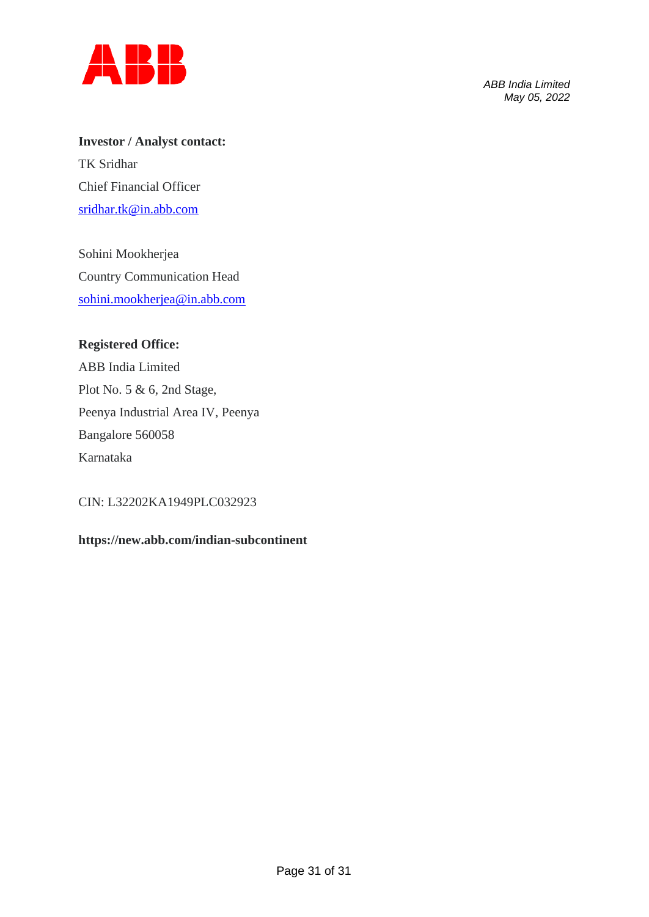**Investor / Analyst contact:**

TK Sridhar
Chief Financial Officer
sridhar.tk@in.abb.com

Sohini Mookherjea
Country Communication Head
sohini.mookherjea@in.abb.com

**Registered Office:**

ABB India Limited
Plot No. 5 & 6, 2nd Stage,
Peenya Industrial Area IV, Peenya
Bangalore 560058
Karnataka

CIN: L32202KA1949PLC032923

**https://new.abb.com/indian-subcontinent**